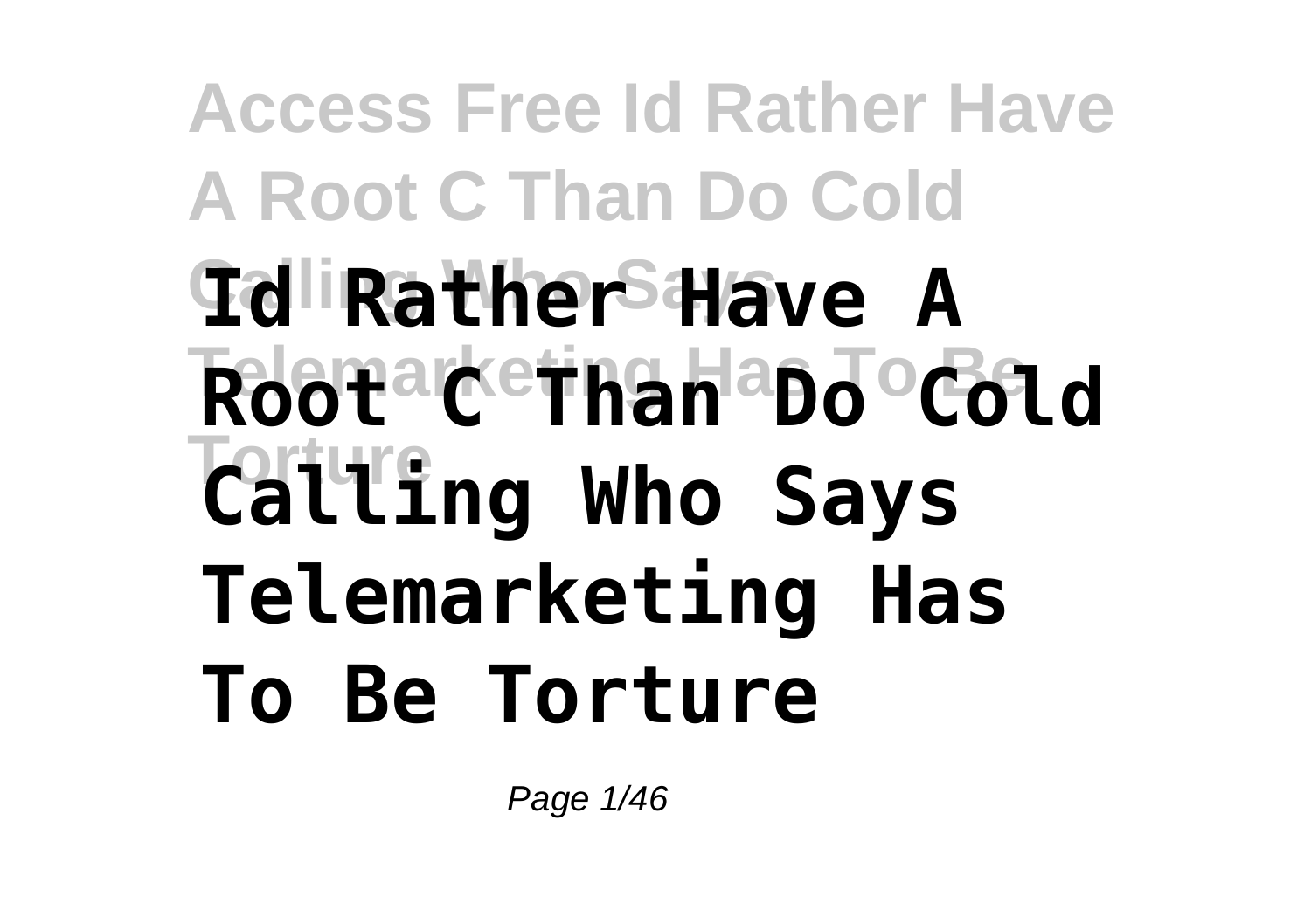# Id Rather Have A Root C Than Do Cold Calling Who Says Telemarketing Has To Be Torture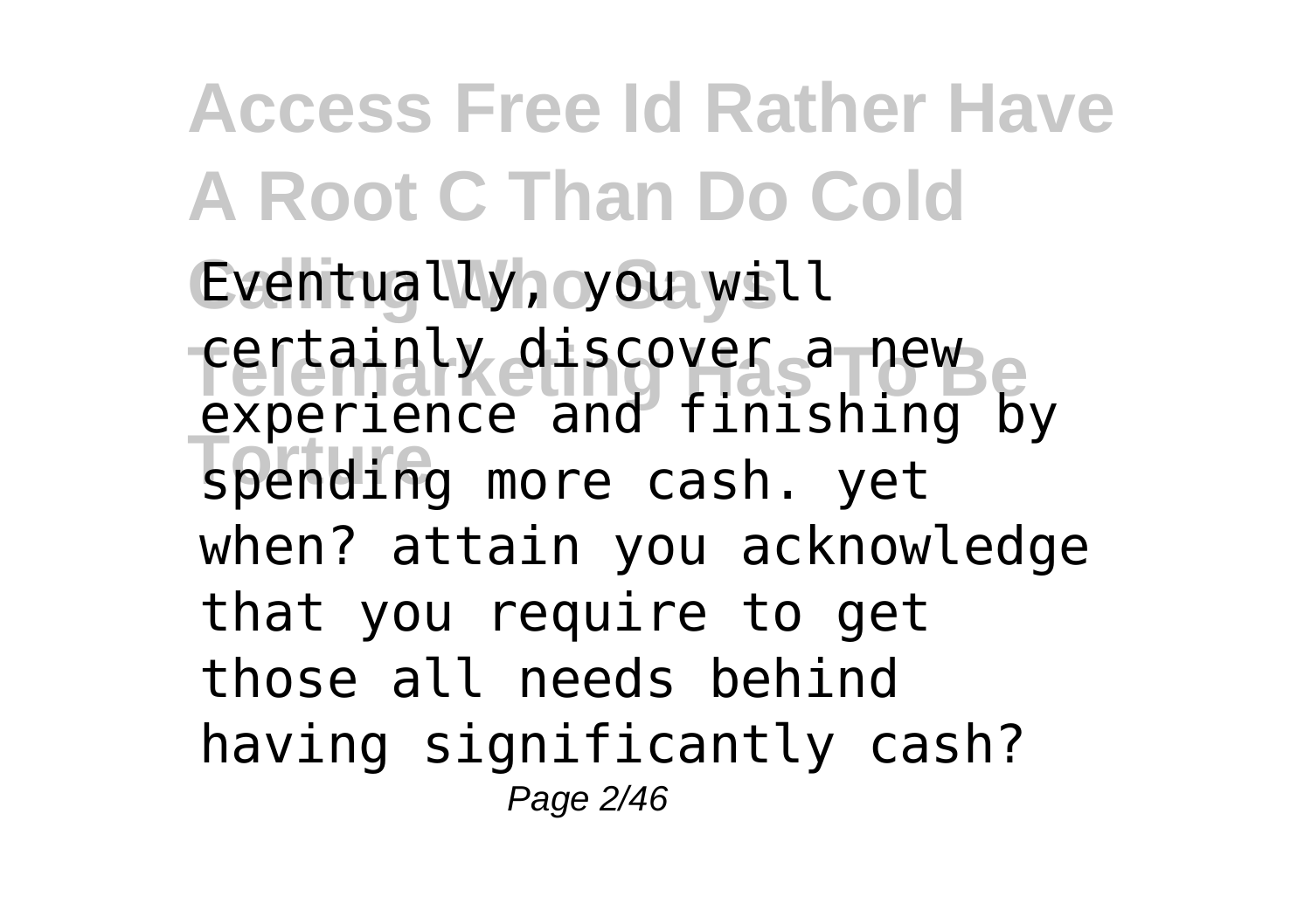Eventually, you will certainly discover a new experience and finishing by spending more cash. yet when? attain you acknowledge that you require to get those all needs behind having significantly cash?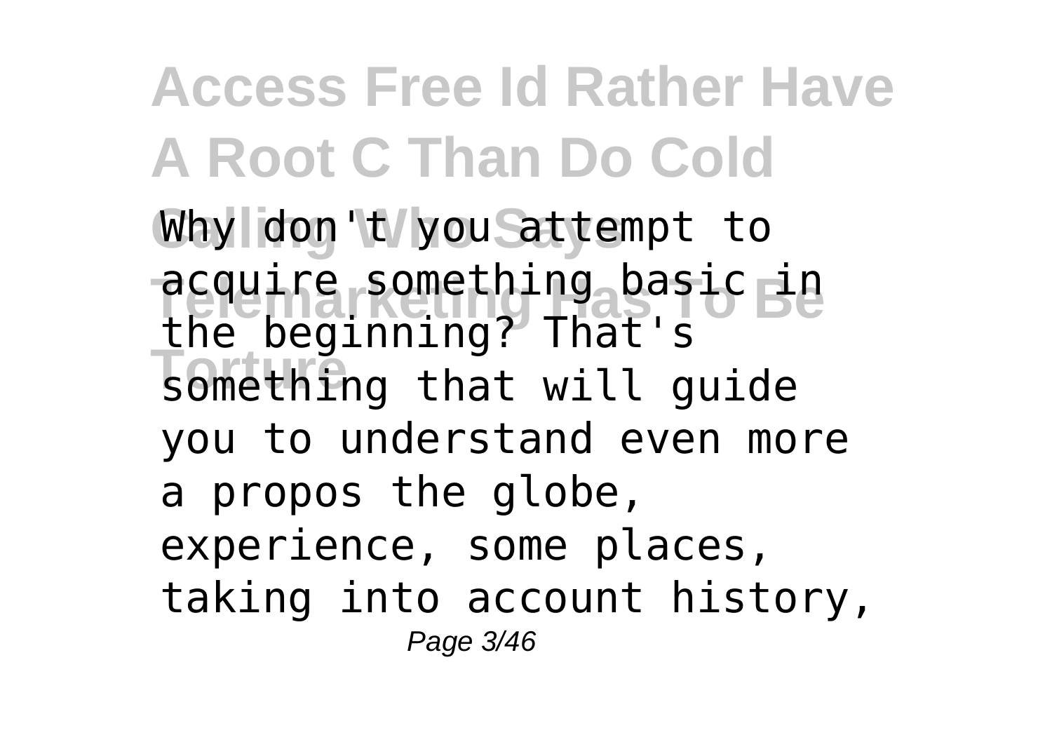Why don't you attempt to acquire something basic in the beginning? That's something that will guide you to understand even more a propos the globe, experience, some places, taking into account history,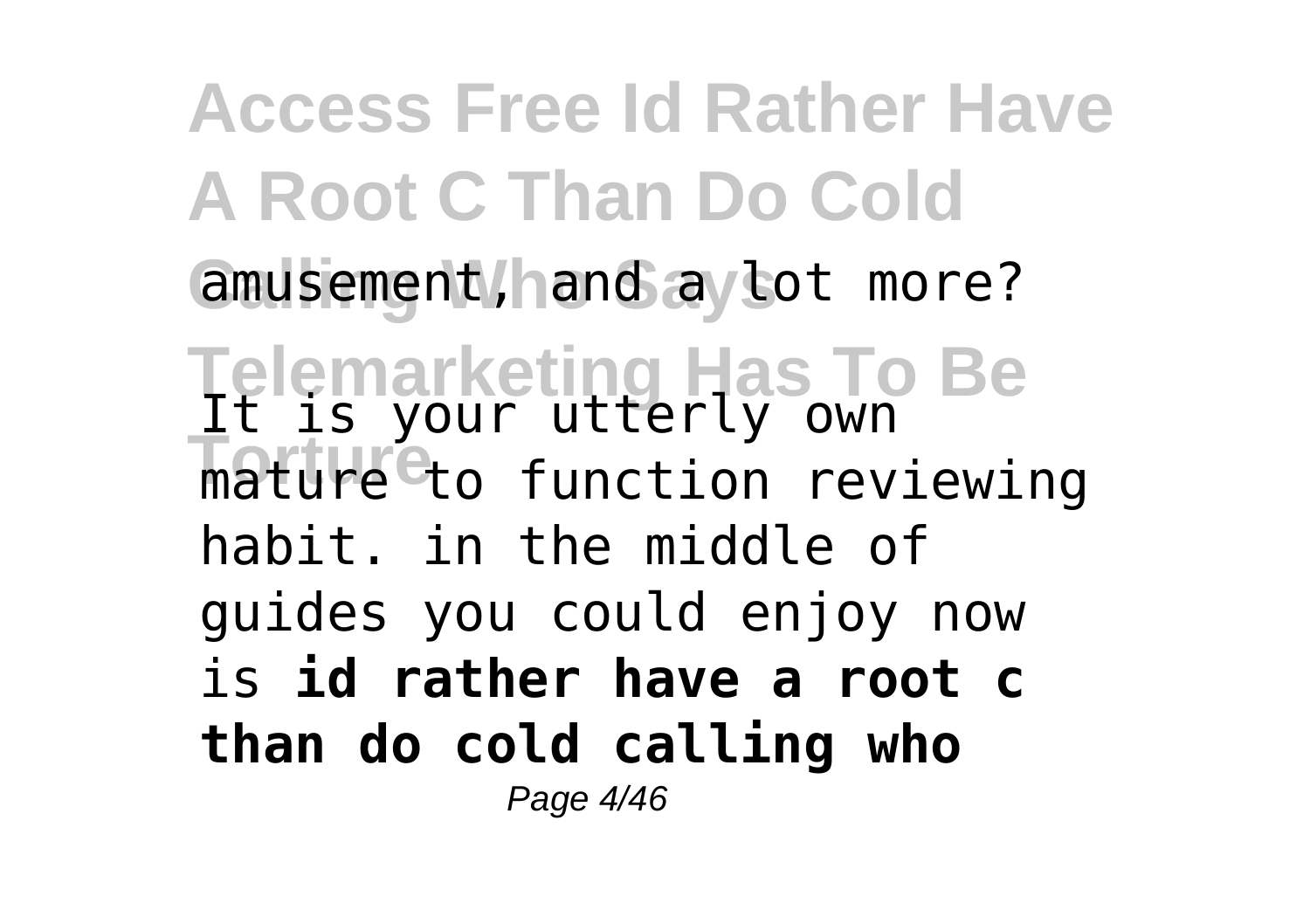amusement, and a lot more?

It is your utterly own mature to function reviewing habit. in the middle of guides you could enjoy now is **id rather have a root c than do cold calling who**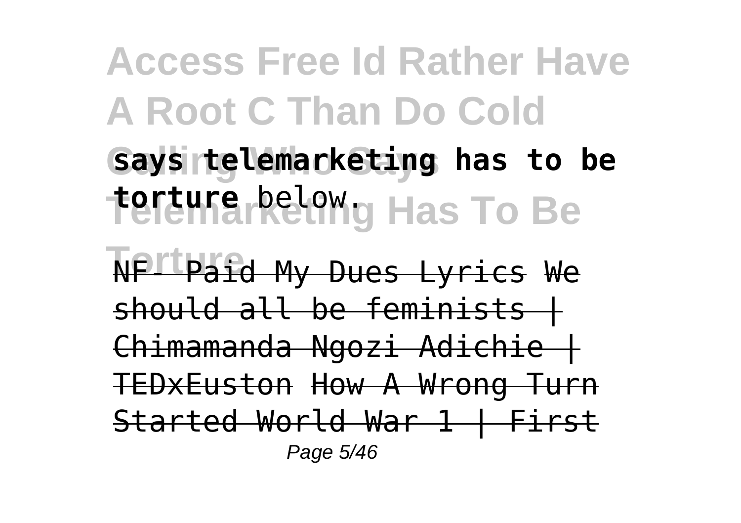**says telemarketing has to be torture** below.

~~NF- Paid My Dues Lyrics~~ ~~We should all be feminists | Chimamanda Ngozi Adichie | TEDxEuston~~ ~~How A Wrong Turn Started World War 1 | First~~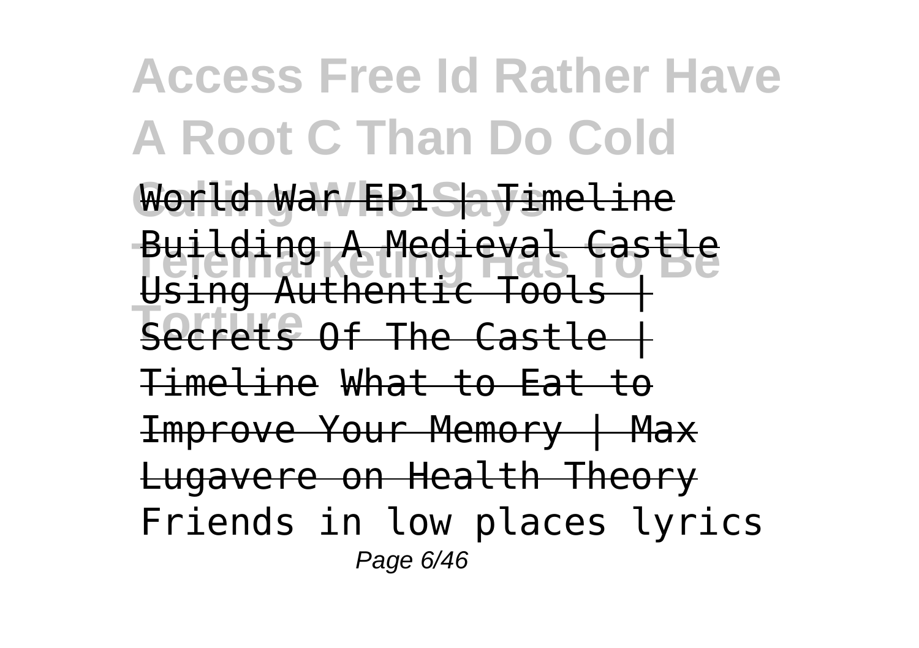World War EP1 | Timeline Building A Medieval Castle Using Authentic Tools | Secrets Of The Castle | Timeline What to Eat to Improve Your Memory | Max Lugavere on Health Theory Friends in low places lyrics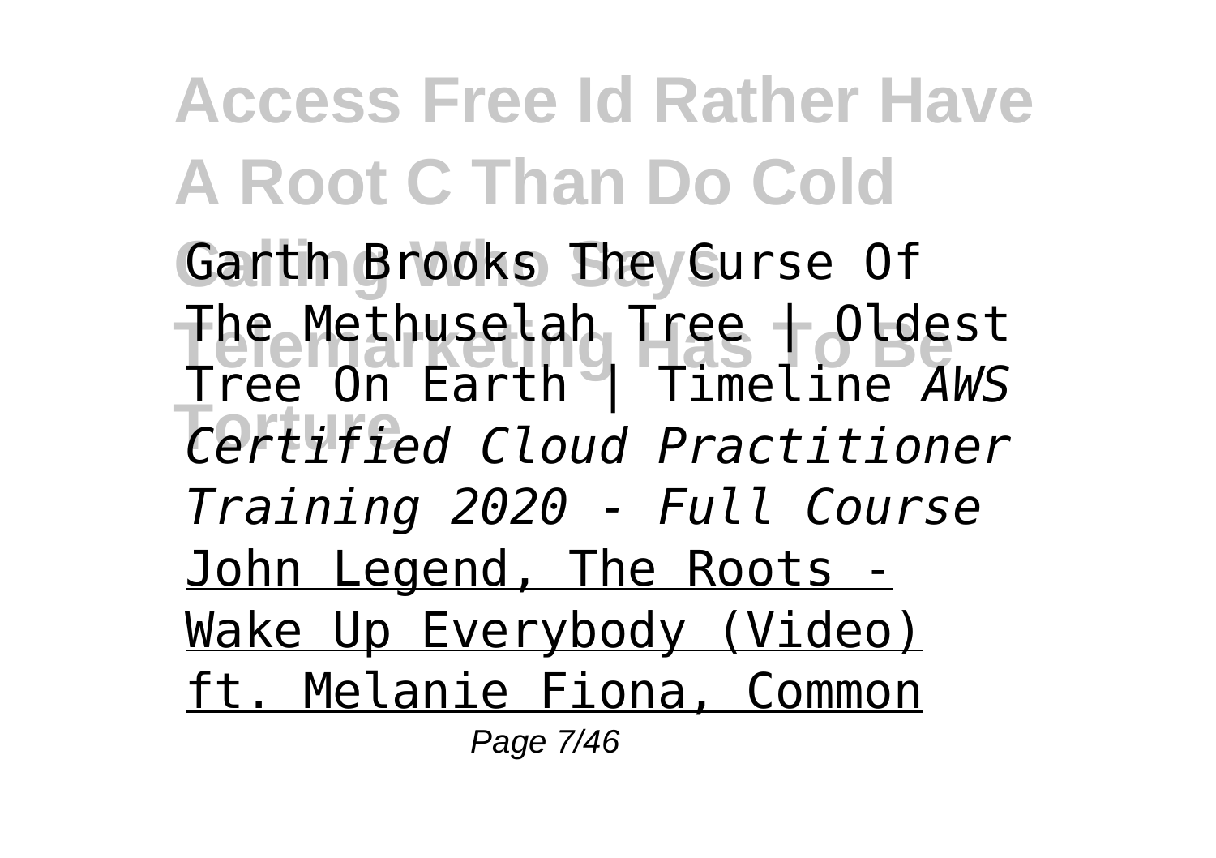# Access Free Id Rather Have A Root C Than Do Cold Calling Who Says Telemarketing Has To Be Torture

Garth Brooks The Curse Of The Methuselah Tree | Oldest Tree On Earth | Timeline *AWS Certified Cloud Practitioner Training 2020 - Full Course* John Legend, The Roots - Wake Up Everybody (Video) ft. Melanie Fiona, Common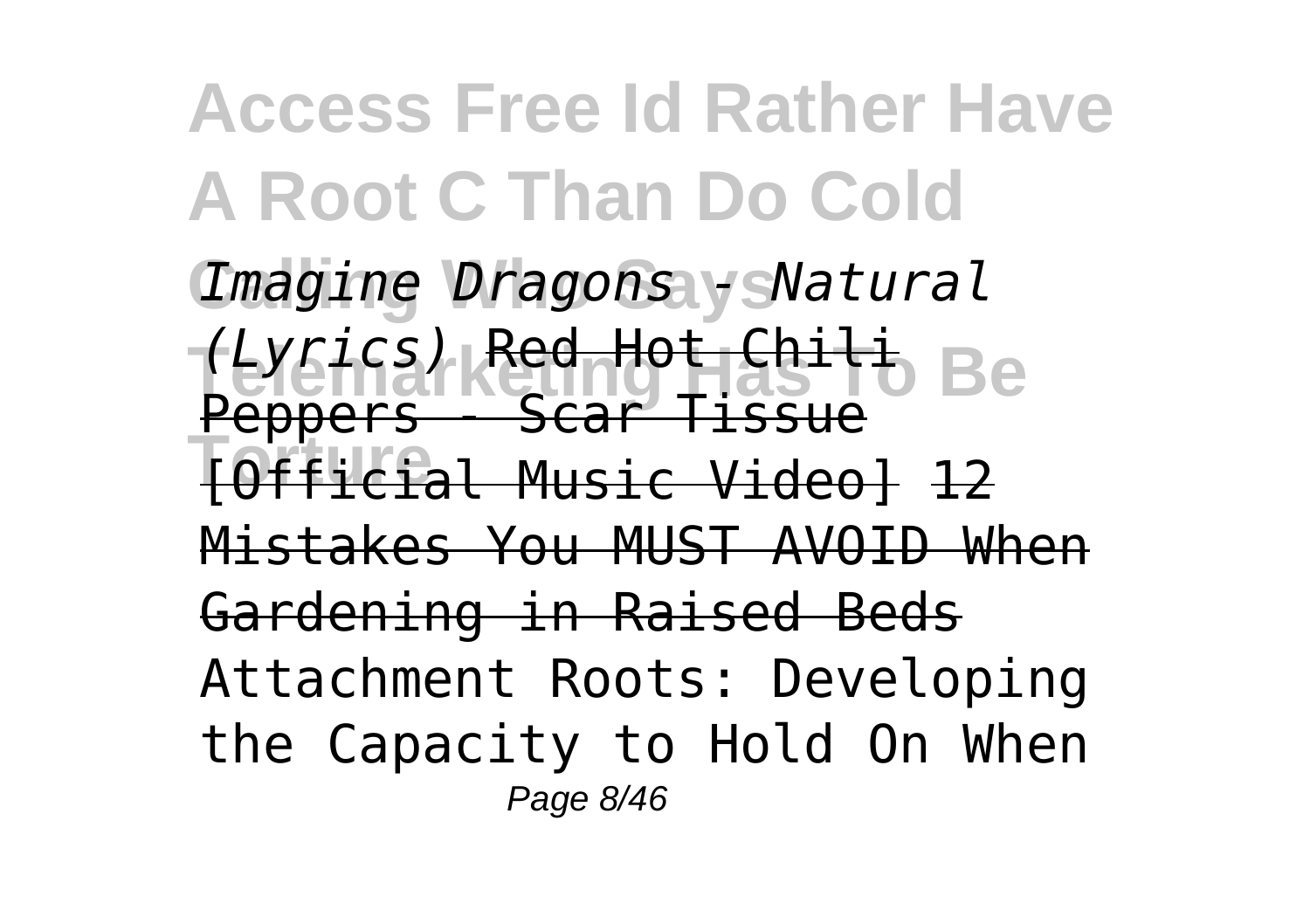*Imagine Dragons - Natural (Lyrics)* ~~Red Hot Chili Peppers - Scar Tissue [Official Music Video]~~ ~~12 Mistakes You MUST AVOID When Gardening in Raised Beds~~ Attachment Roots: Developing the Capacity to Hold On When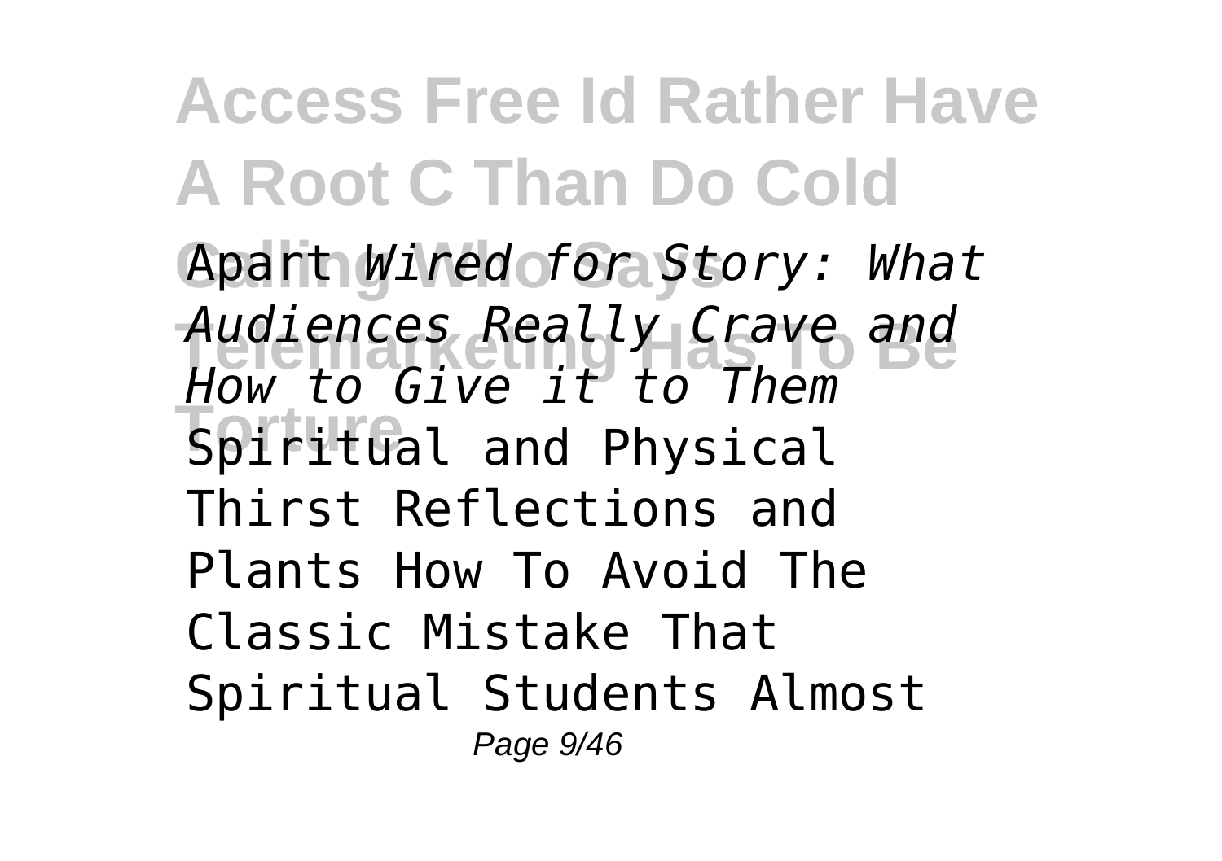Apart *Wired for Story: What Audiences Really Crave and How to Give it to Them* Spiritual and Physical Thirst Reflections and Plants How To Avoid The Classic Mistake That Spiritual Students Almost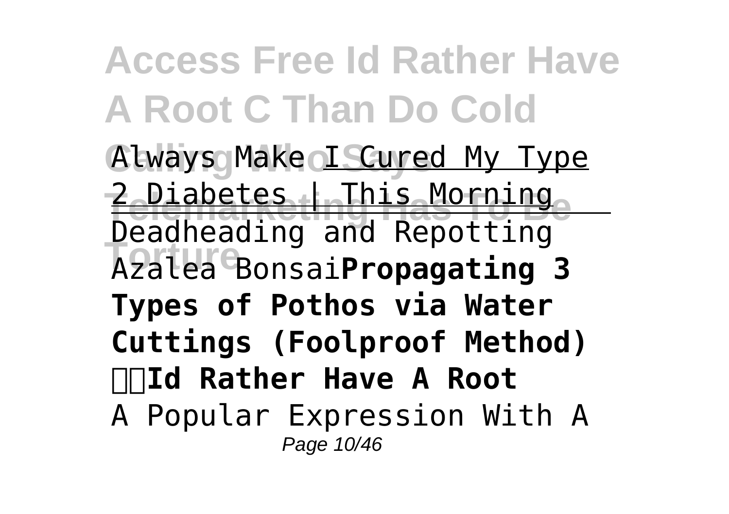Always Make I Cured My Type 2 Diabetes | This Morning

Deadheading and Repotting Azalea Bonsai **Propagating 3 Types of Pothos via Water Cuttings (Foolproof Method)**

**Id Rather Have A Root**

A Popular Expression With A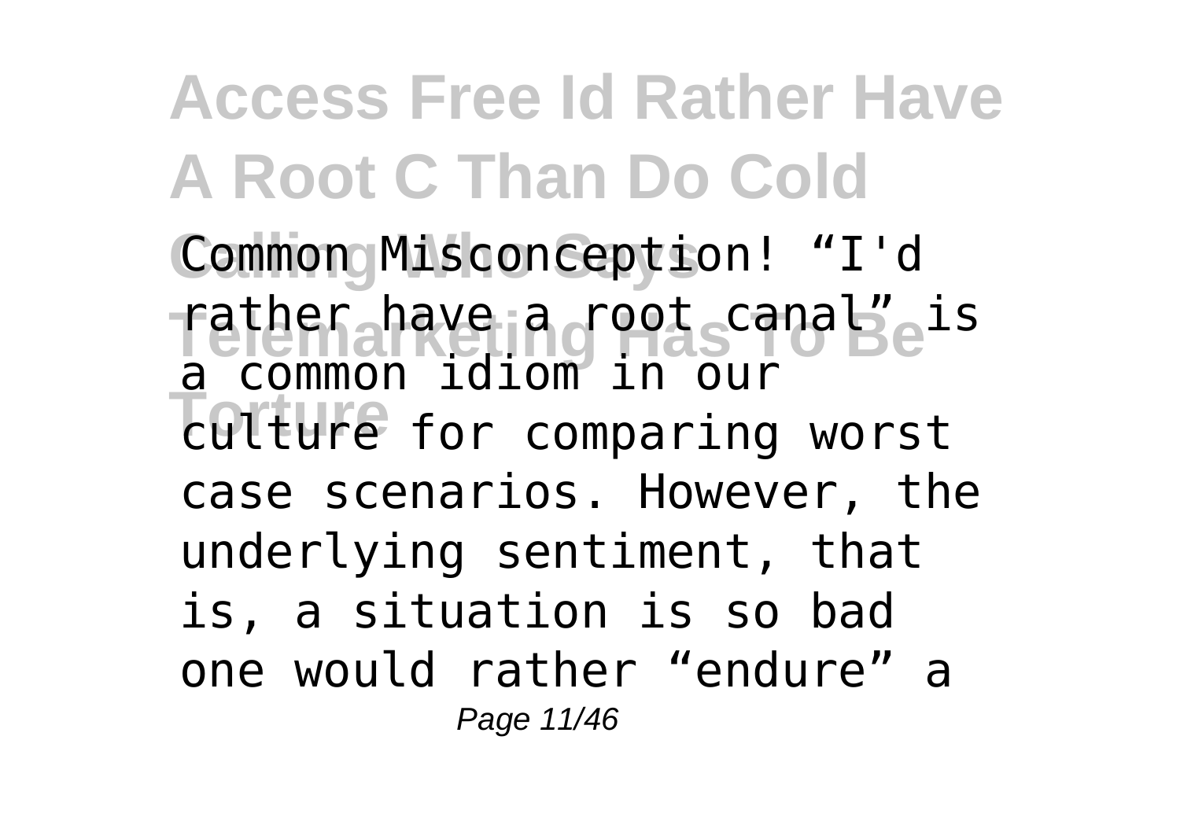Common Misconception! “I'd rather have a root canal” is a common idiom in our culture for comparing worst case scenarios. However, the underlying sentiment, that is, a situation is so bad one would rather “endure” a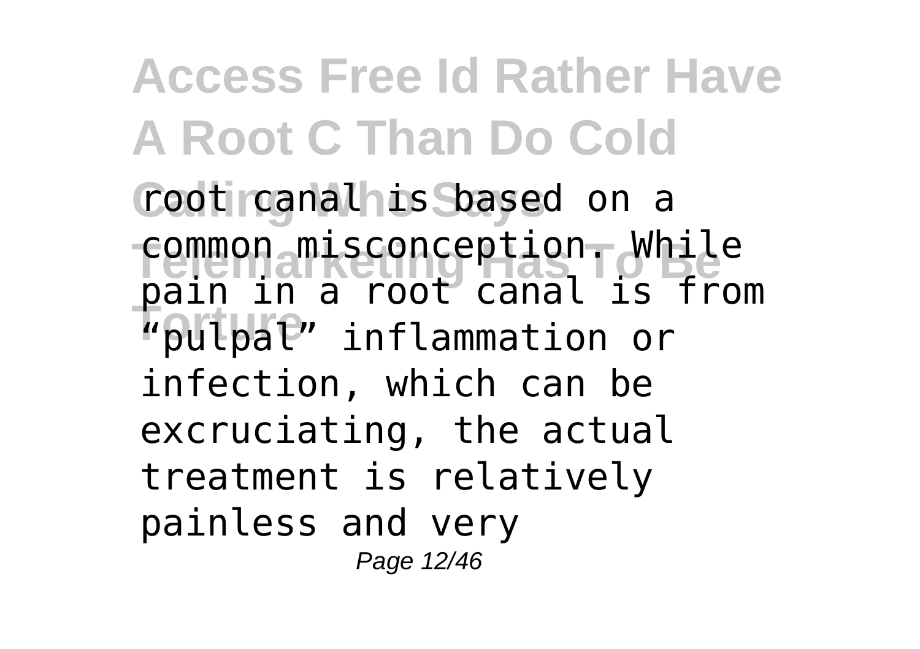root canal is based on a common misconception. While pain in a root canal is from "pulpal" inflammation or infection, which can be excruciating, the actual treatment is relatively painless and very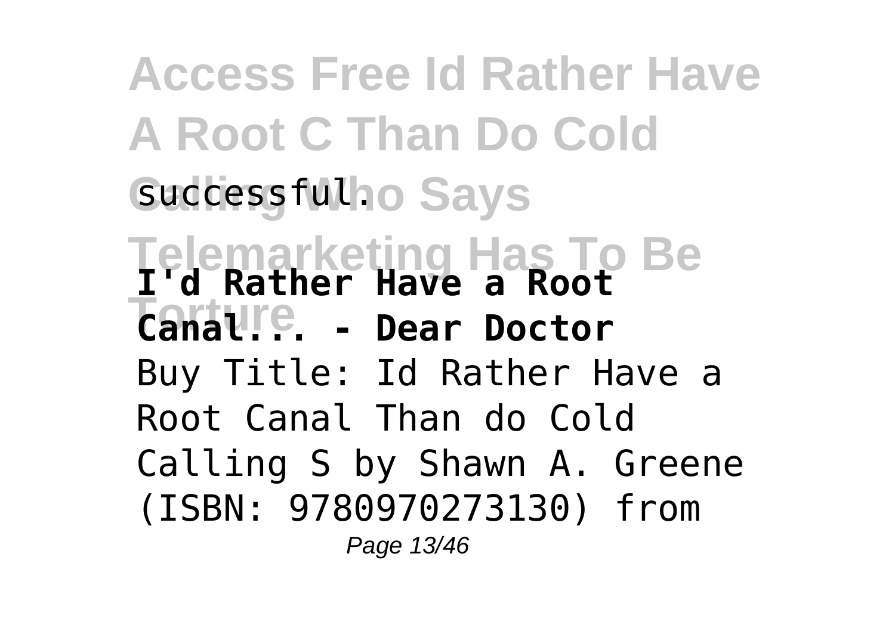successful.

**I'd Rather Have a Root Canal... - Dear Doctor**

Buy Title: Id Rather Have a Root Canal Than do Cold Calling S by Shawn A. Greene (ISBN: 9780970273130) from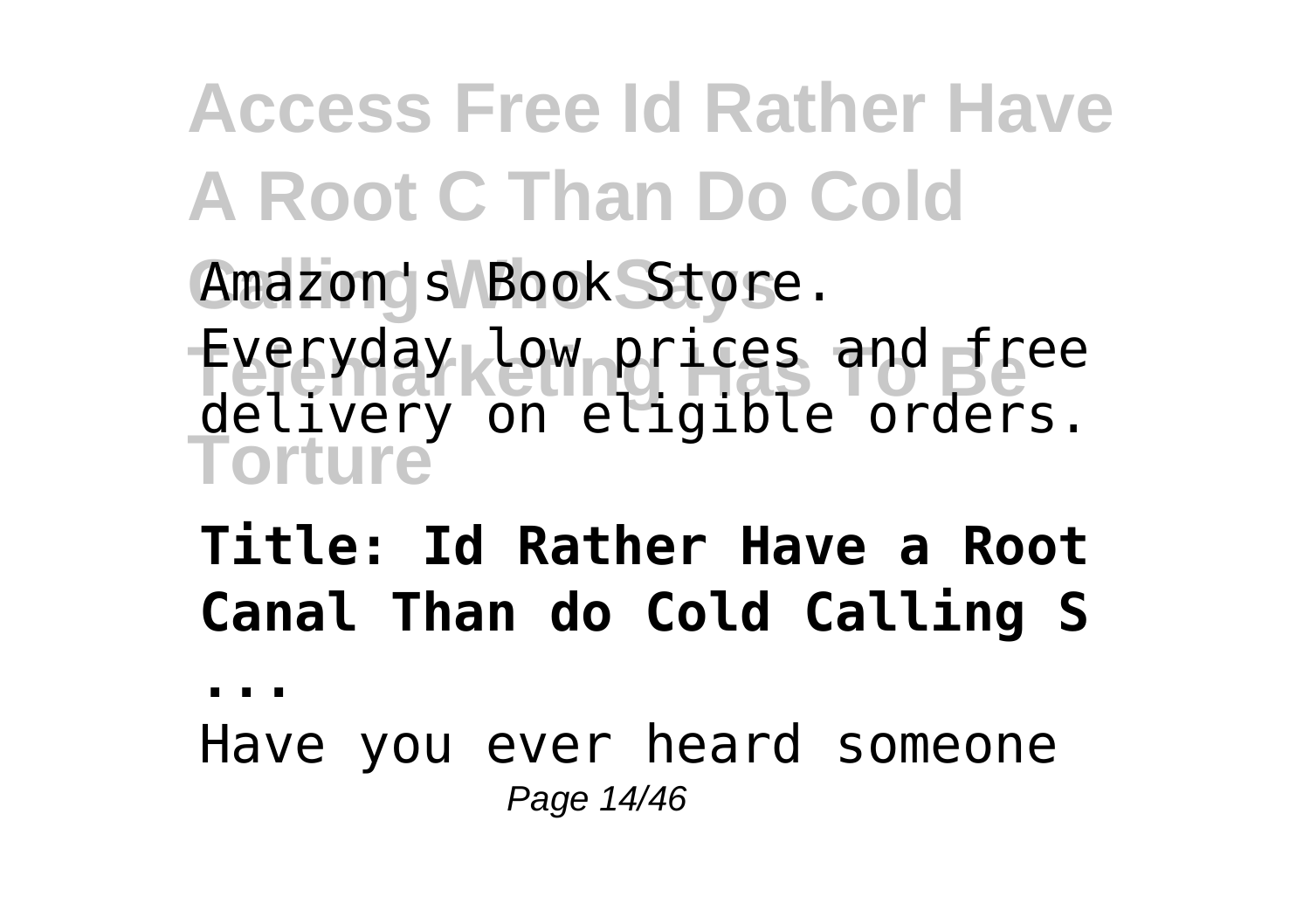Amazon's Book Store. Everyday low prices and free delivery on eligible orders.

**Title: Id Rather Have a Root Canal Than do Cold Calling S ...**

Have you ever heard someone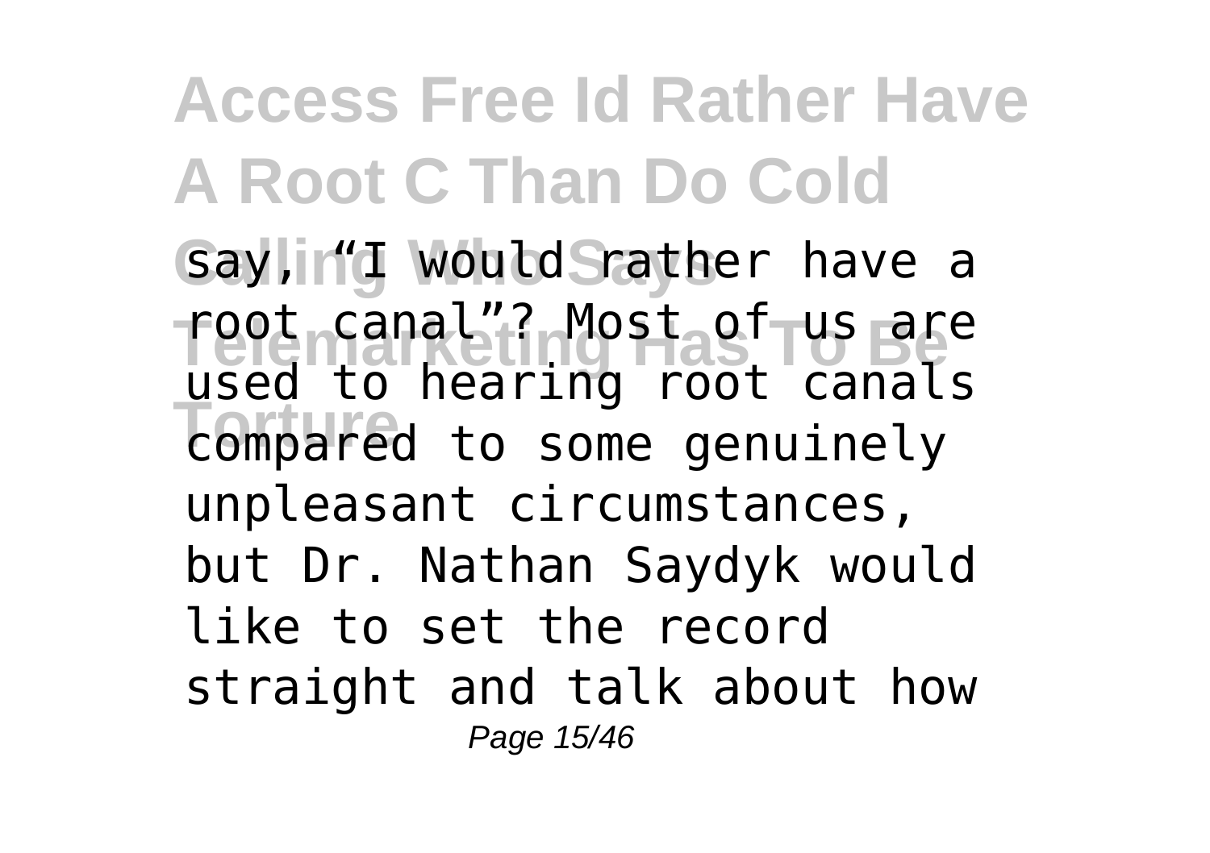say, "I would rather have a root canal"? Most of us are used to hearing root canals compared to some genuinely unpleasant circumstances, but Dr. Nathan Saydyk would like to set the record straight and talk about how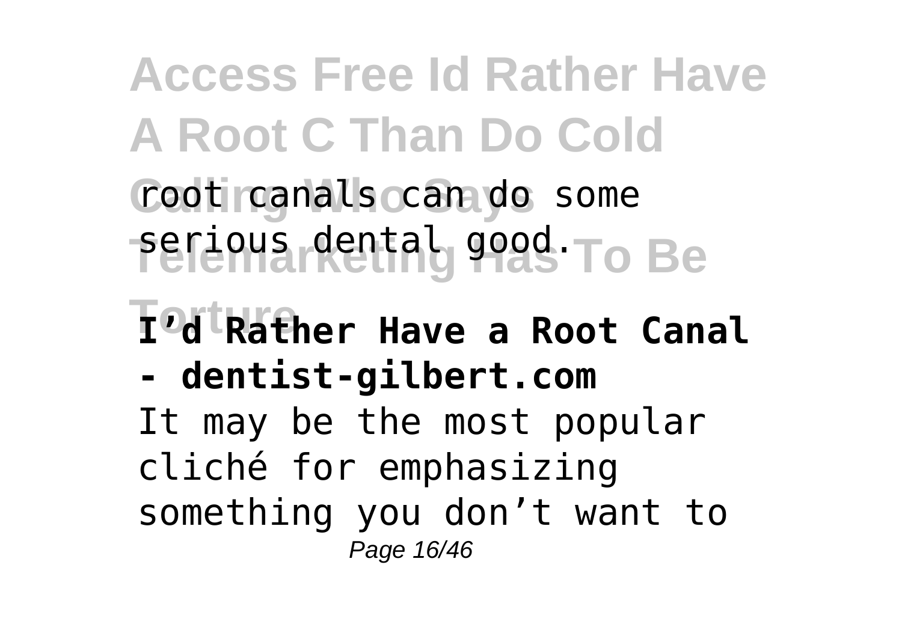root canals can do some serious dental good.

**I'd Rather Have a Root Canal - dentist-gilbert.com**

It may be the most popular cliché for emphasizing something you don't want to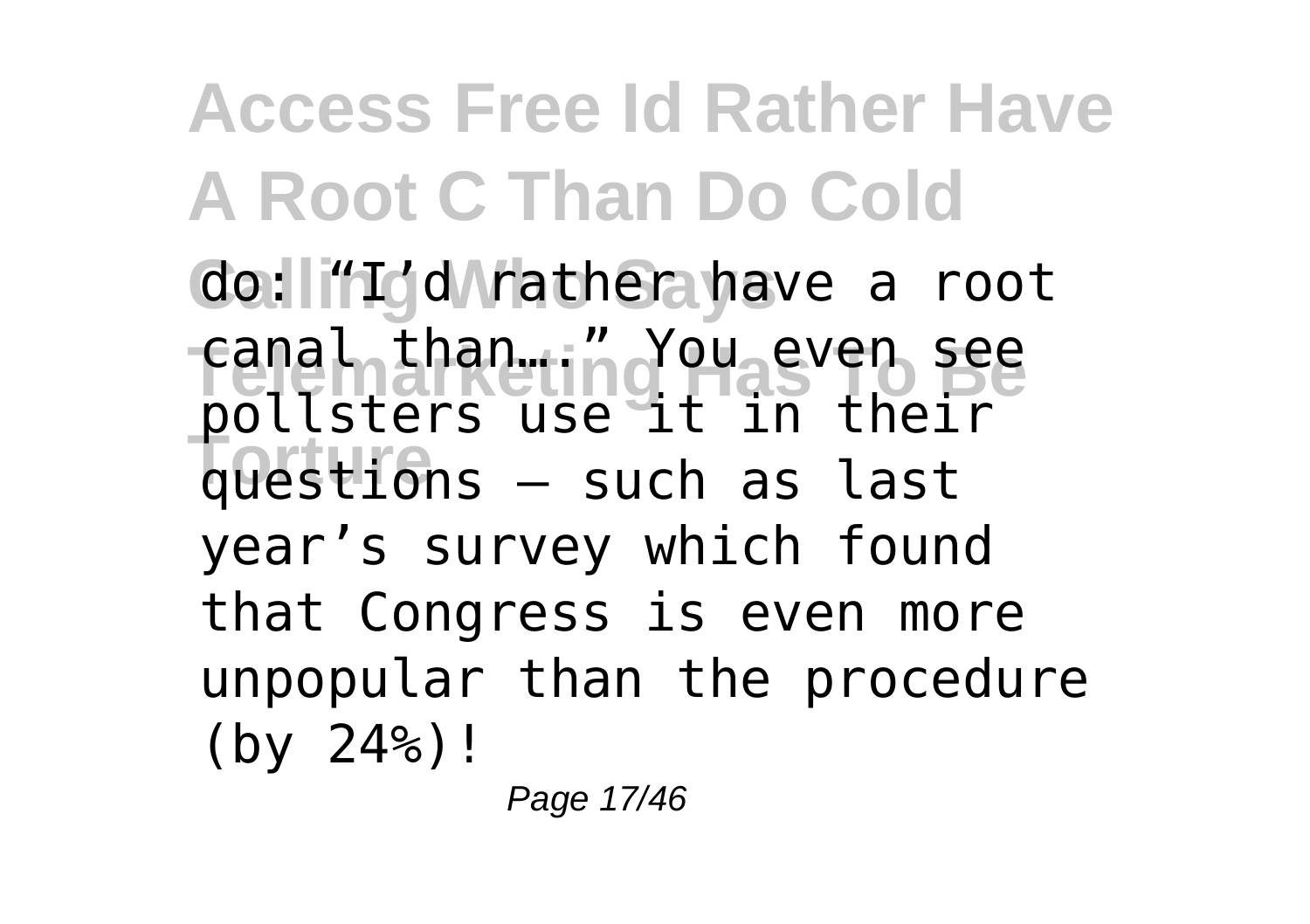do: "I'd rather have a root canal than…." You even see pollsters use it in their questions – such as last year's survey which found that Congress is even more unpopular than the procedure (by 24%)!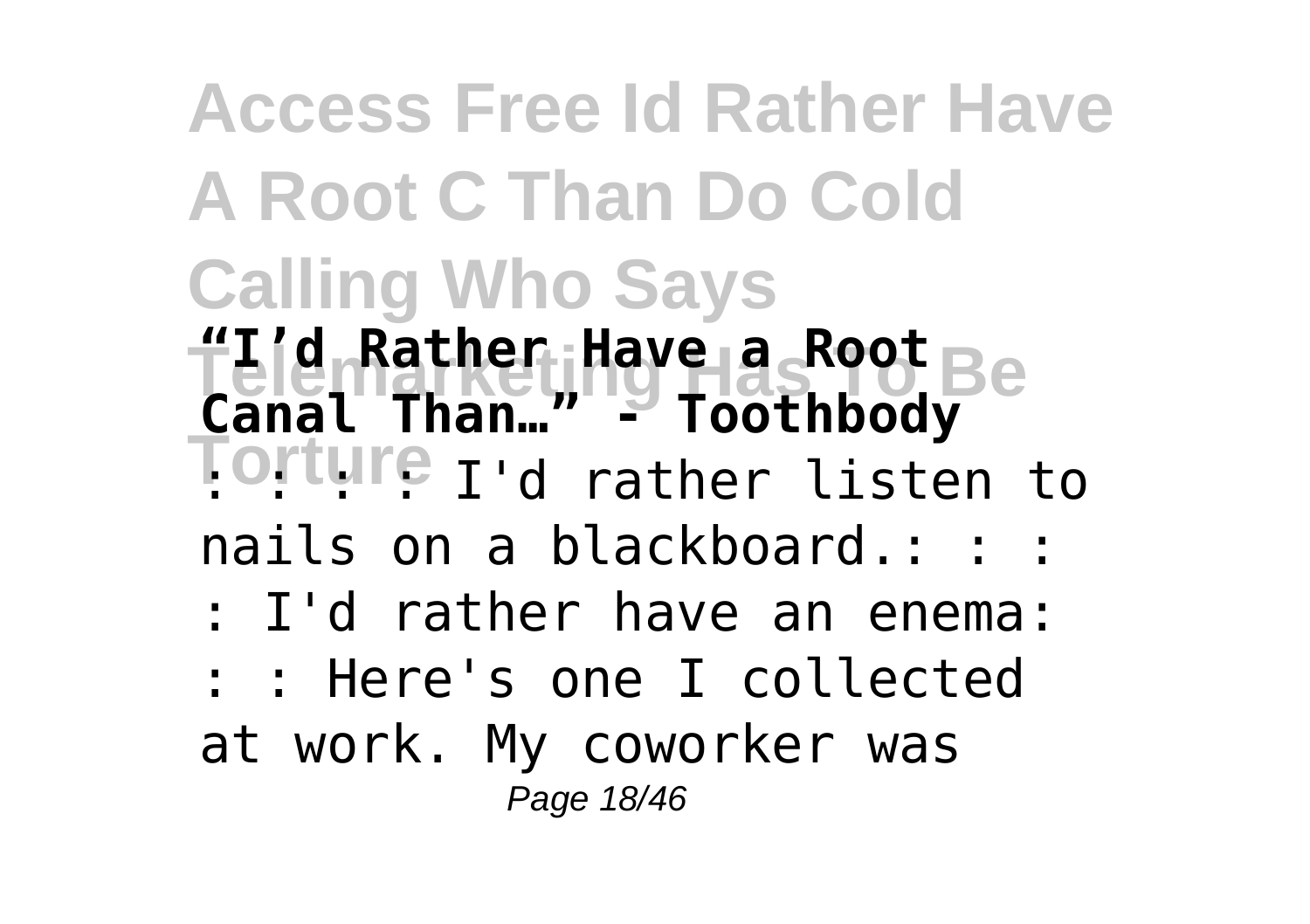**"I'd Rather Have a Root Canal Than…" - Toothbody**

: : : : I'd rather listen to nails on a blackboard.: : : : I'd rather have an enema: : : Here's one I collected at work. My coworker was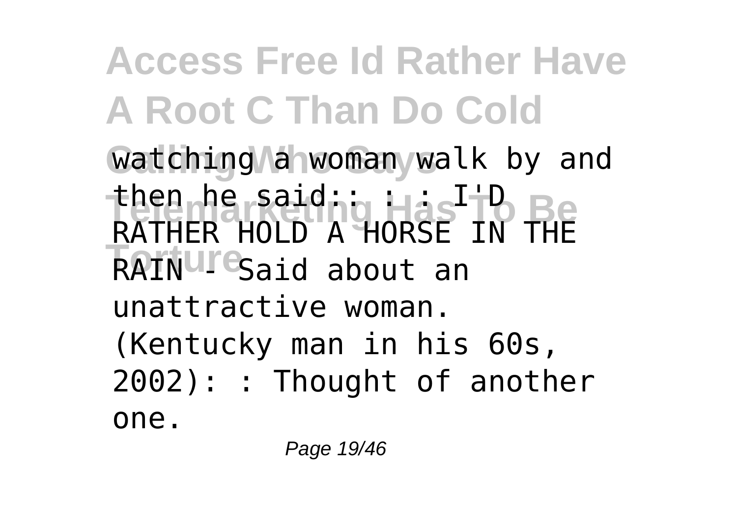watching a woman walk by and then he said:: : : I'D RATHER HOLD A HORSE IN THE RAIN - Said about an unattractive woman. (Kentucky man in his 60s, 2002): : Thought of another one.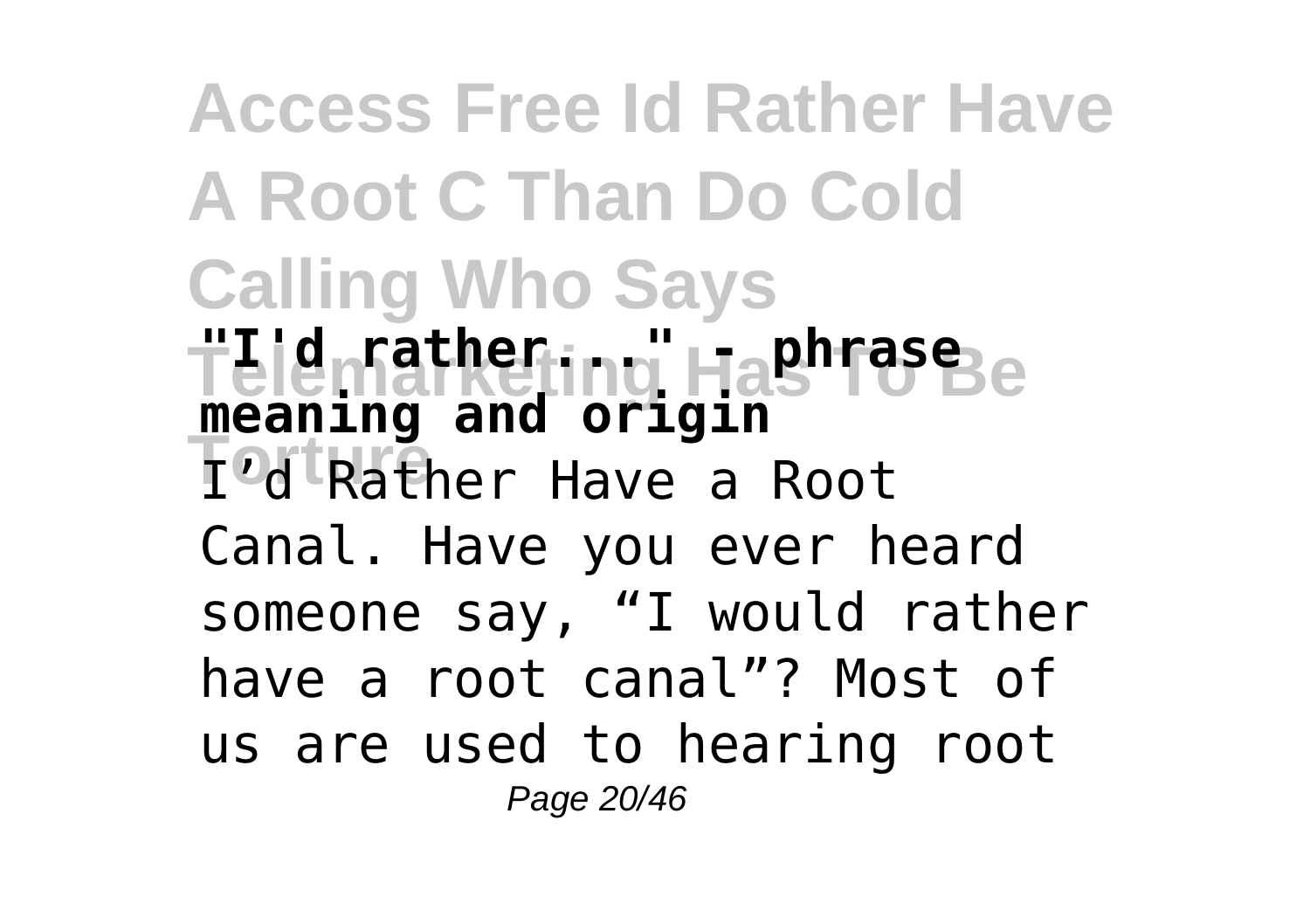**"I'd rather..." - phrase meaning and origin**

I'd Rather Have a Root Canal. Have you ever heard someone say, "I would rather have a root canal"? Most of us are used to hearing root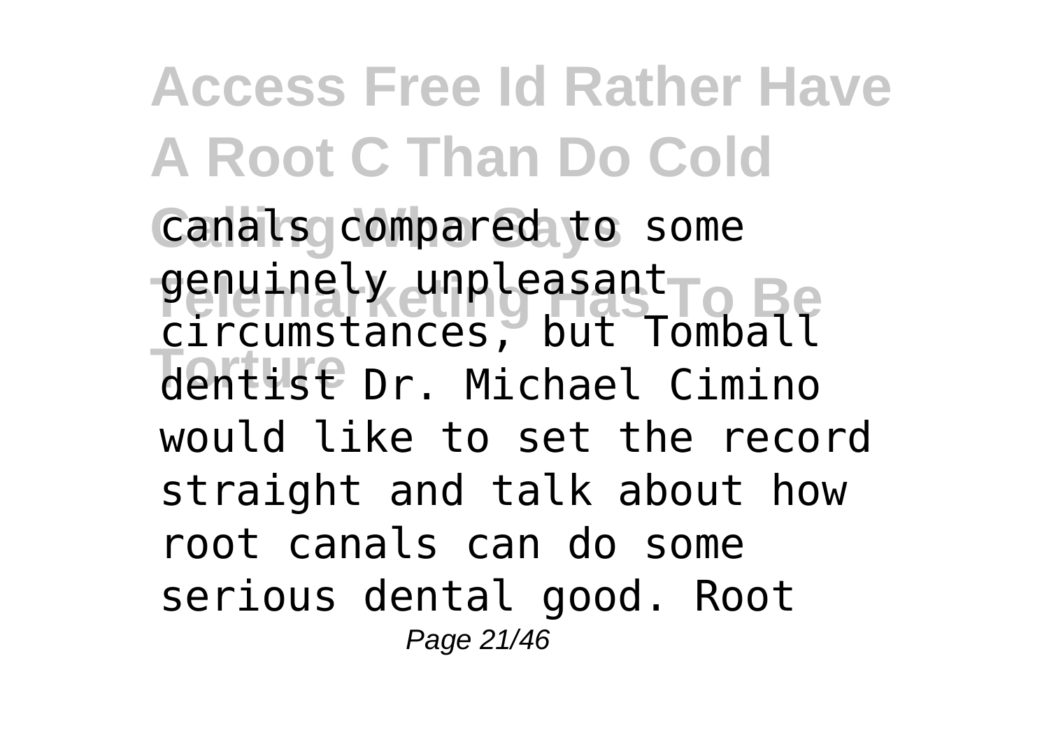canals compared to some genuinely unpleasant circumstances, but Tomball dentist Dr. Michael Cimino would like to set the record straight and talk about how root canals can do some serious dental good. Root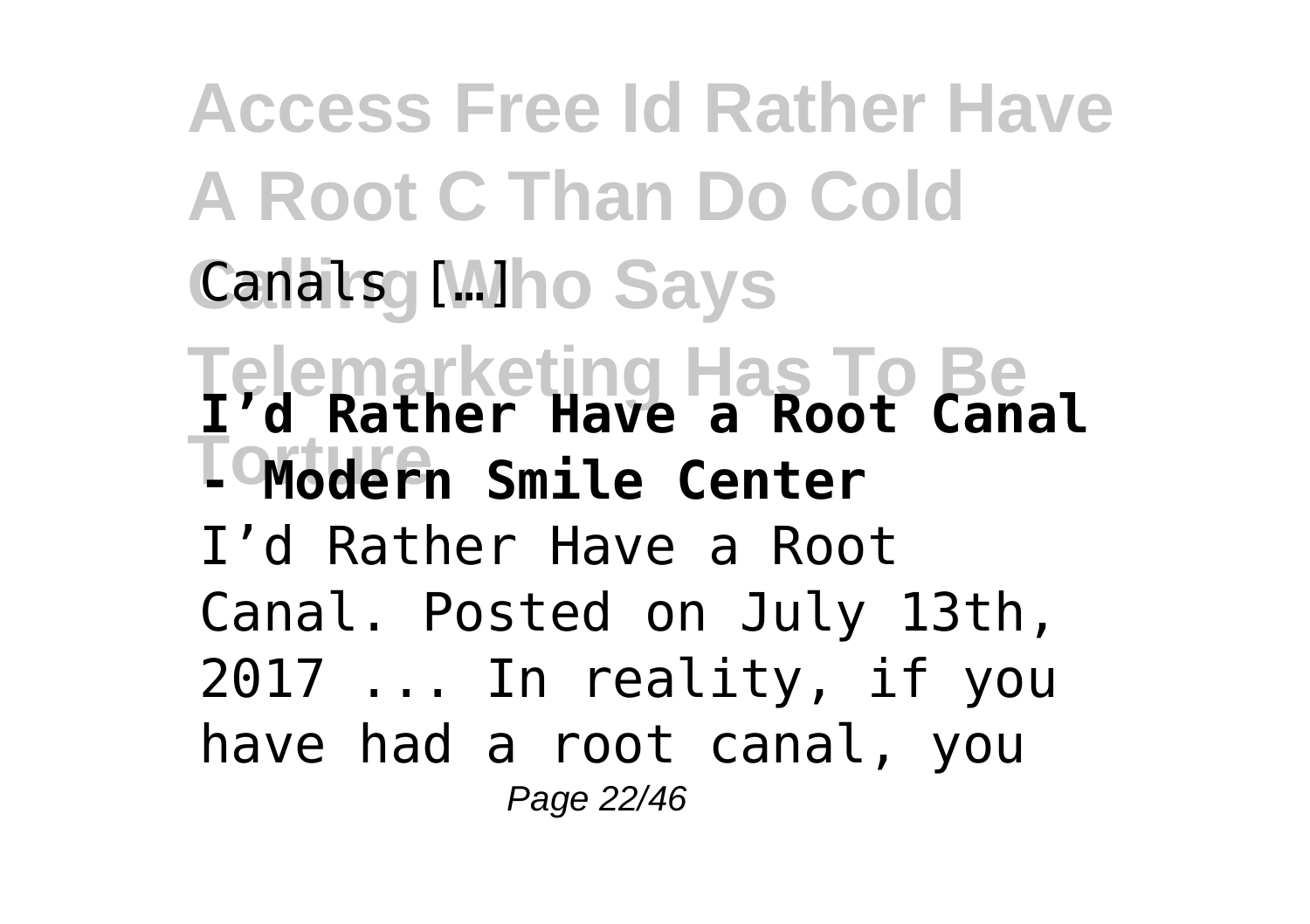Canals […]

**I'd Rather Have a Root Canal - Modern Smile Center**

I'd Rather Have a Root Canal. Posted on July 13th, 2017 ... In reality, if you have had a root canal, you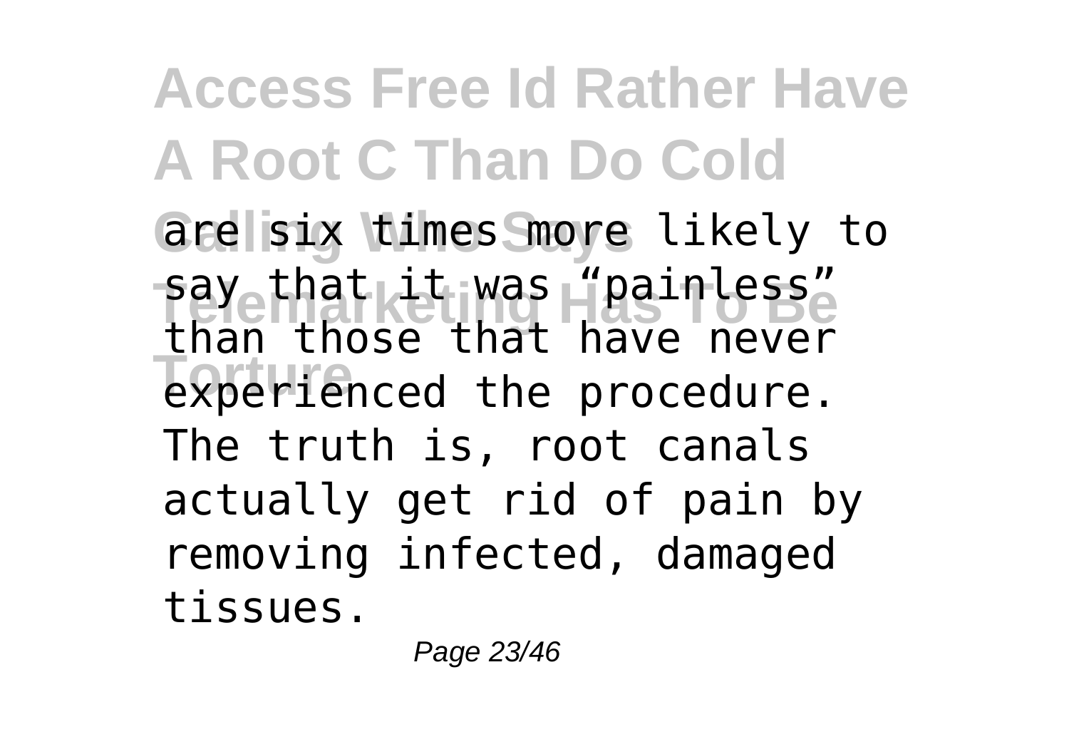are six times more likely to say that it was “painless” than those that have never experienced the procedure. The truth is, root canals actually get rid of pain by removing infected, damaged tissues.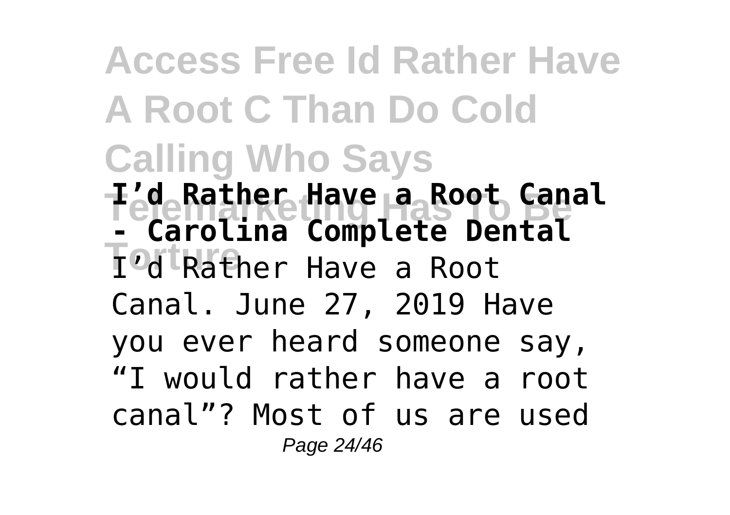**I'd Rather Have a Root Canal - Carolina Complete Dental**

I'd Rather Have a Root Canal. June 27, 2019 Have you ever heard someone say, "I would rather have a root canal"? Most of us are used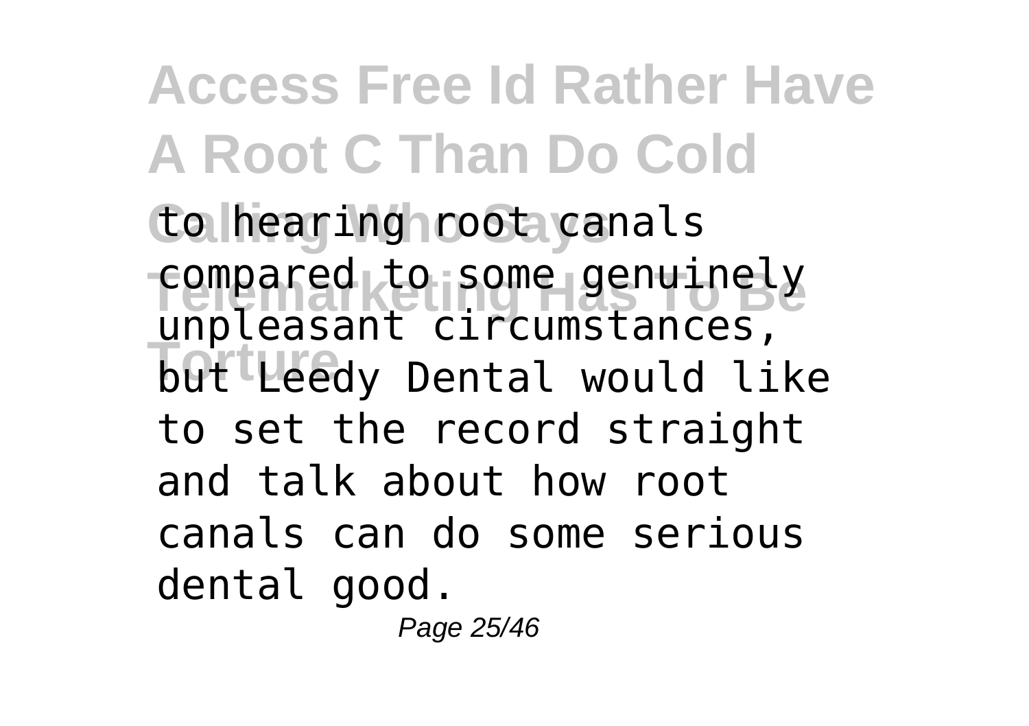to hearing root canals compared to some genuinely unpleasant circumstances, but Leedy Dental would like to set the record straight and talk about how root canals can do some serious dental good.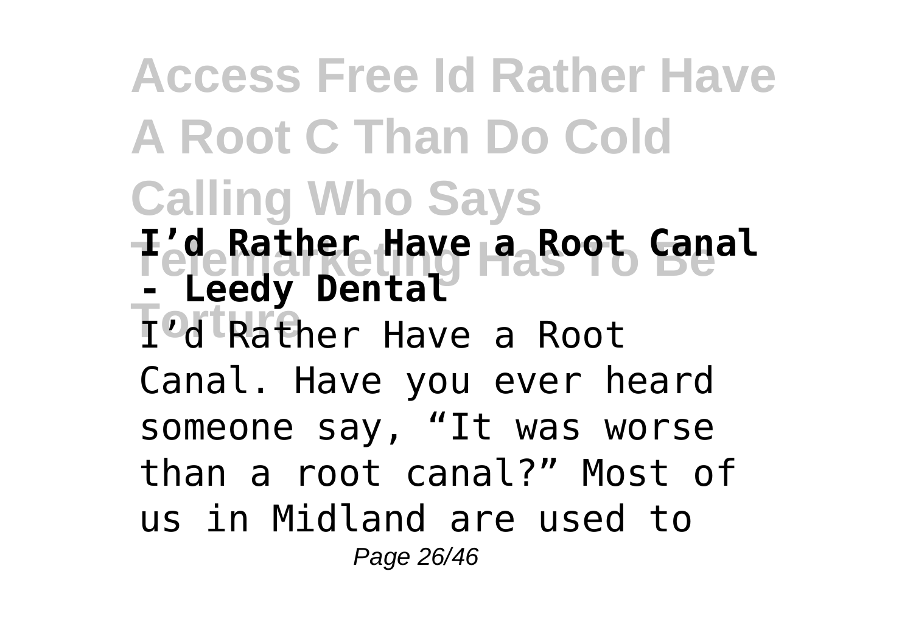**I’d Rather Have a Root Canal - Leedy Dental**

I’d Rather Have a Root Canal. Have you ever heard someone say, “It was worse than a root canal?” Most of us in Midland are used to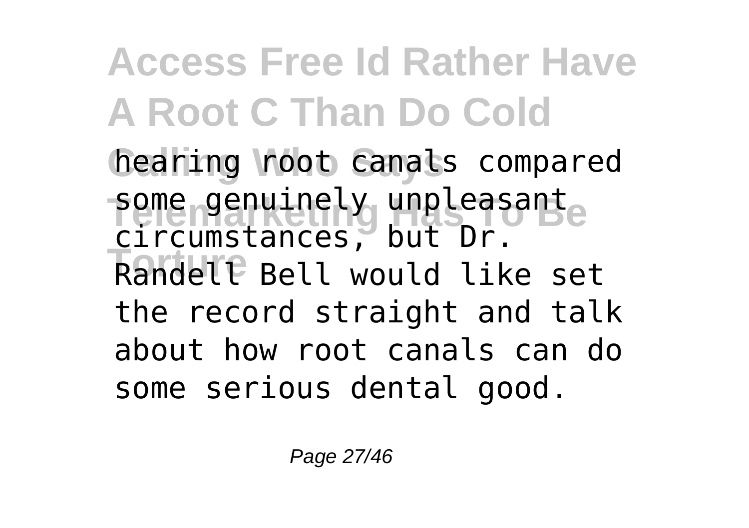hearing root canals compared some genuinely unpleasant circumstances, but Dr. Randell Bell would like set the record straight and talk about how root canals can do some serious dental good.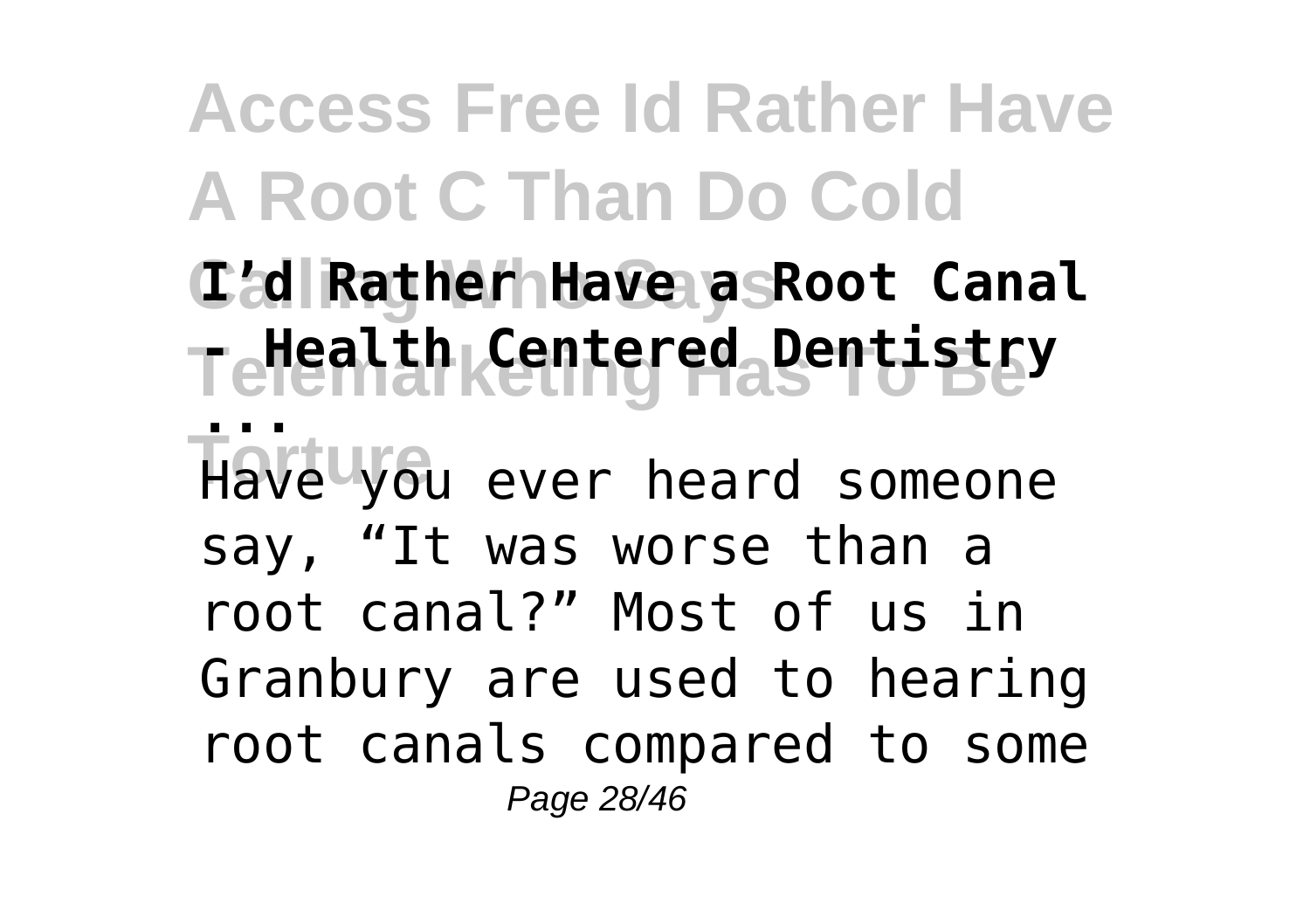**I’d Rather Have a Root Canal - Health Centered Dentistry ...**

Have you ever heard someone say, “It was worse than a root canal?” Most of us in Granbury are used to hearing root canals compared to some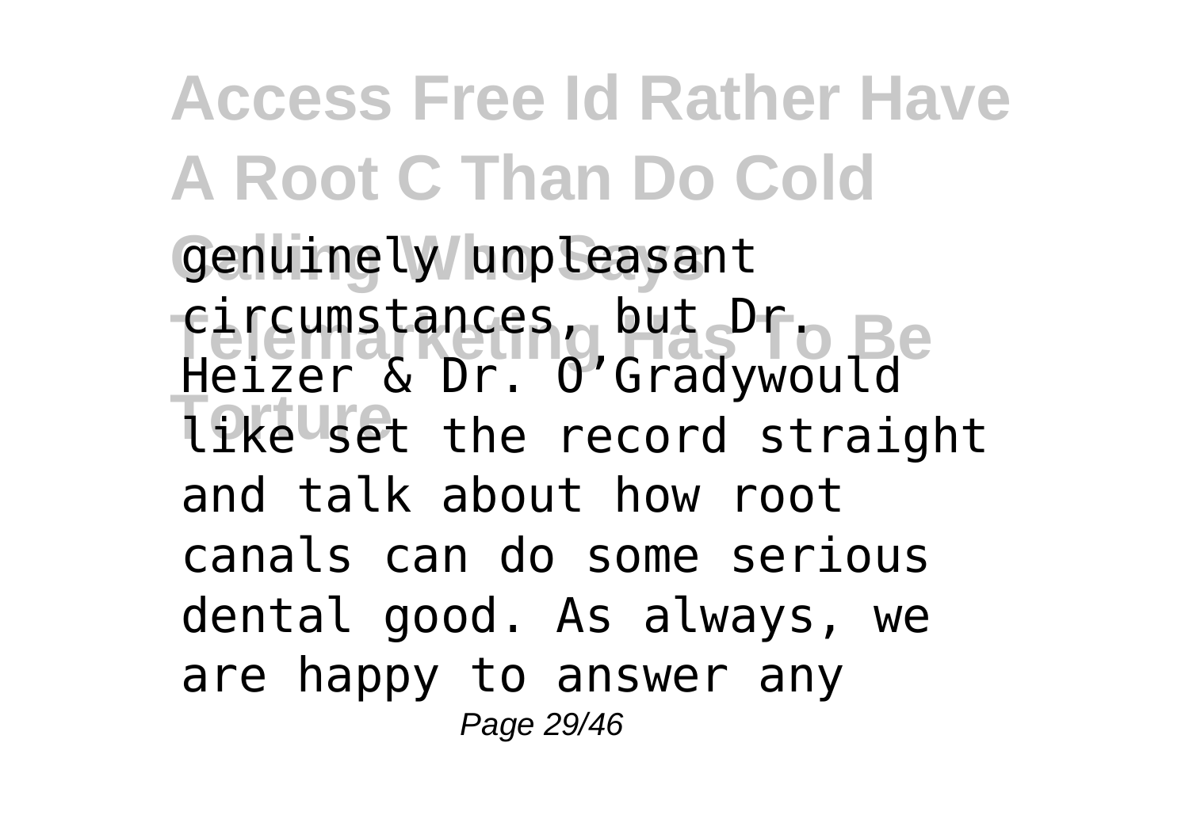genuinely unpleasant circumstances, but Dr. Heizer & Dr. O'Gradywould like set the record straight and talk about how root canals can do some serious dental good. As always, we are happy to answer any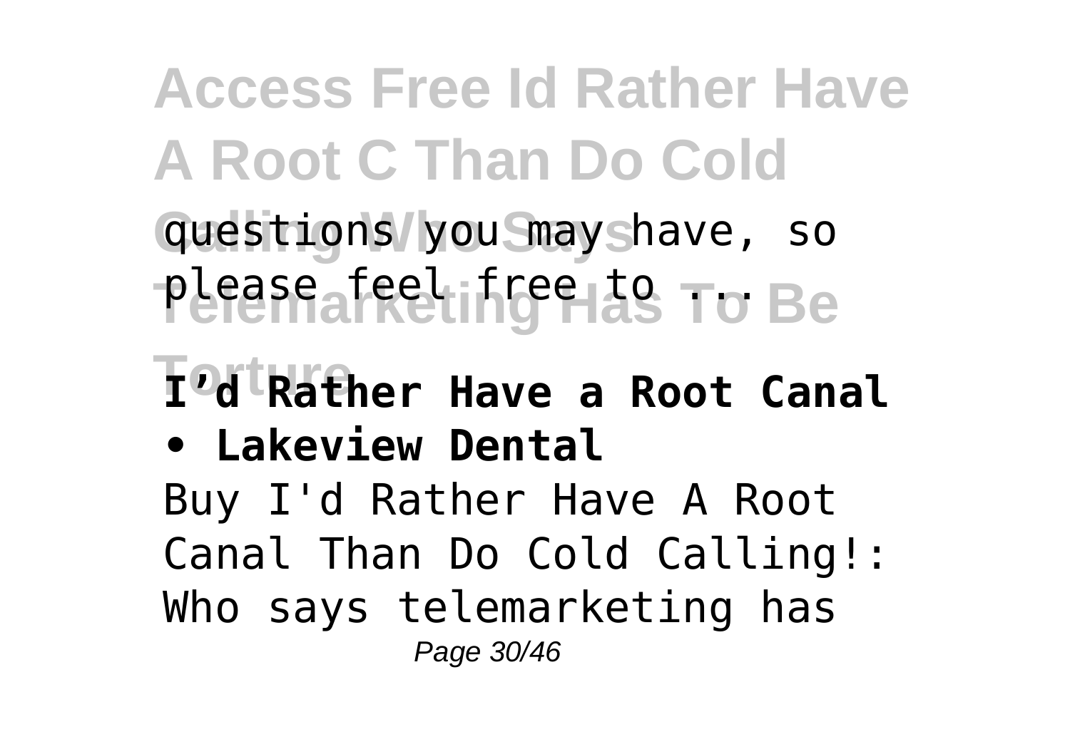questions you may have, so please feel free to ...

**I'd Rather Have a Root Canal • Lakeview Dental**

Buy I'd Rather Have A Root Canal Than Do Cold Calling!: Who says telemarketing has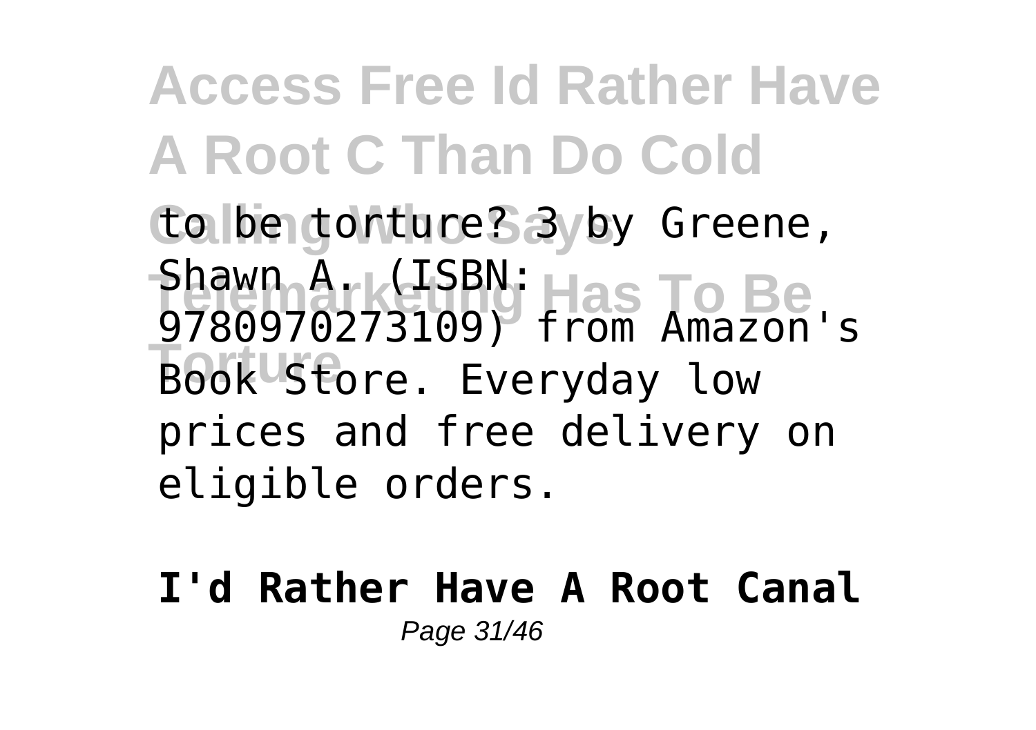to be torture? 3 by Greene, Shawn A. (ISBN: 9780970273109) from Amazon's Book Store. Everyday low prices and free delivery on eligible orders.

**I'd Rather Have A Root Canal**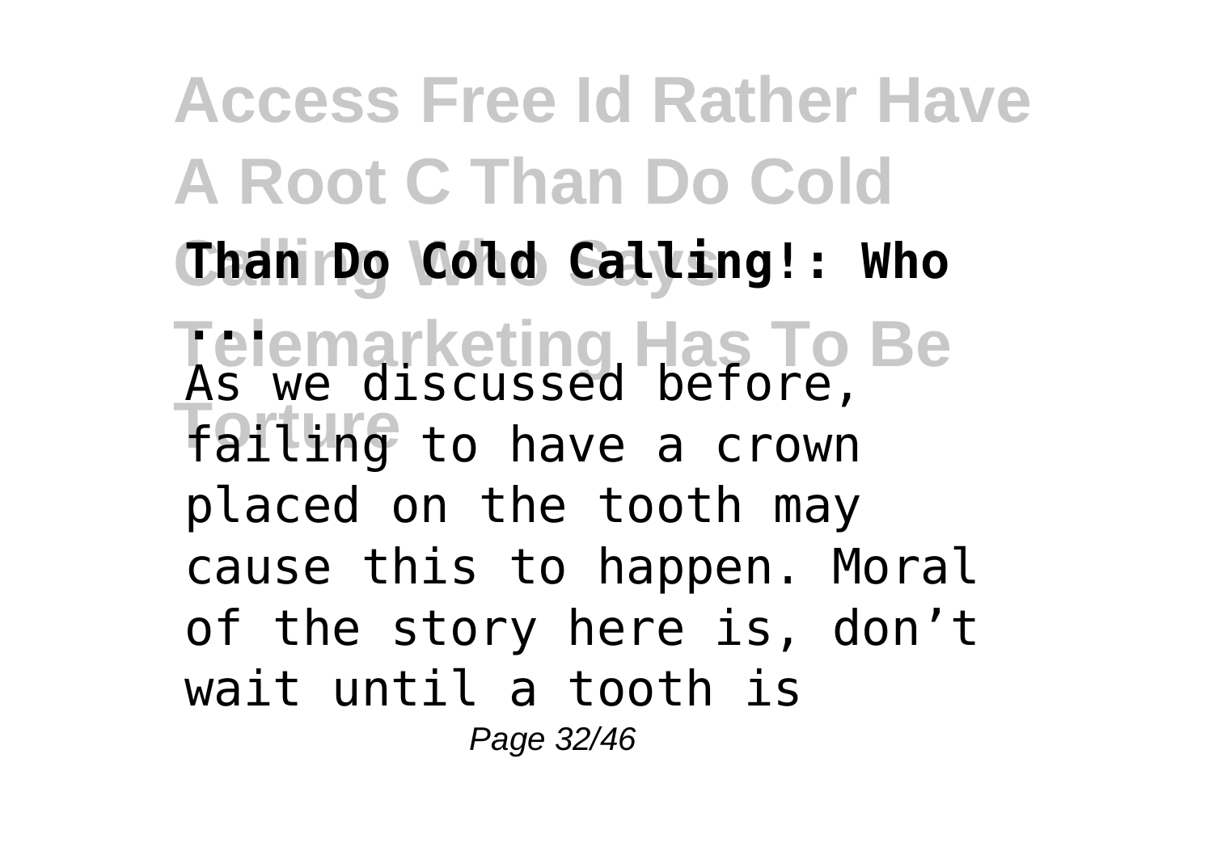**Than Do Cold Calling!: Who ...**

As we discussed before, failing to have a crown placed on the tooth may cause this to happen. Moral of the story here is, don't wait until a tooth is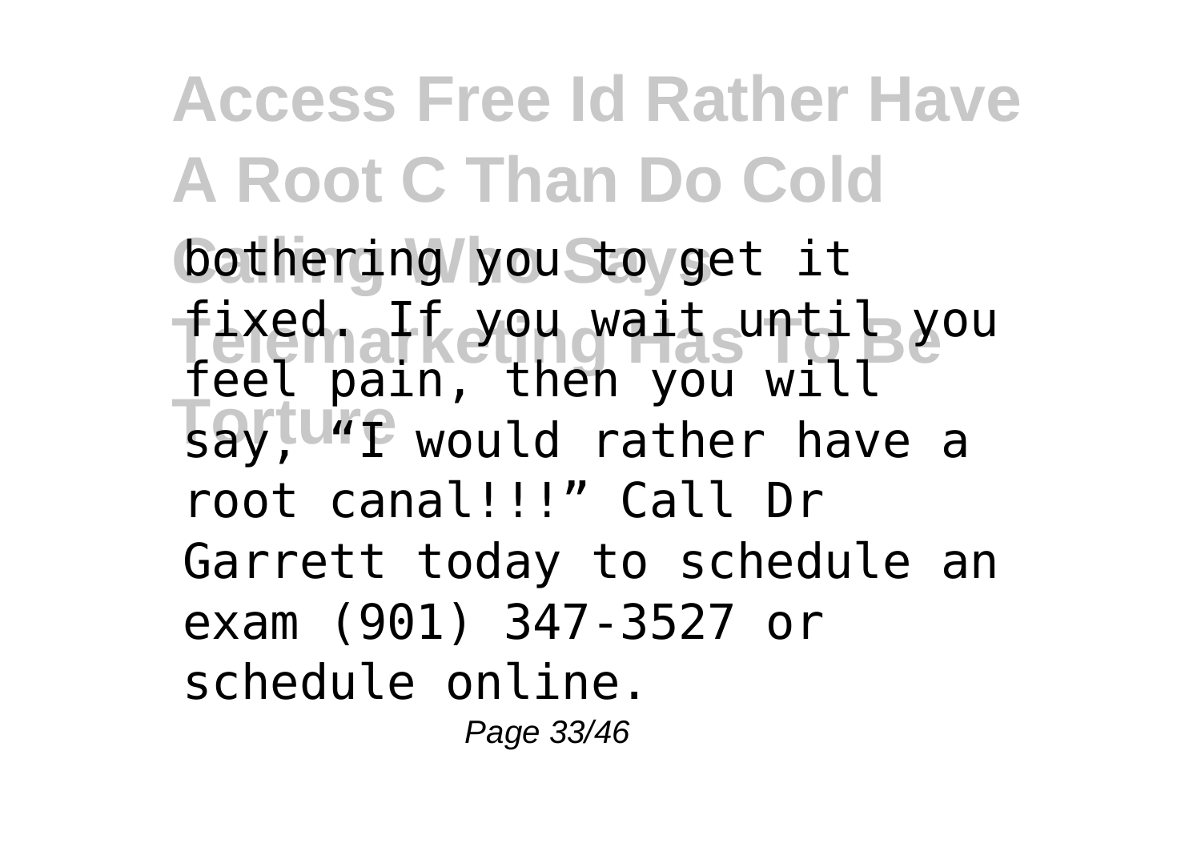bothering you to get it fixed. If you wait until you feel pain, then you will say, "I would rather have a root canal!!!" Call Dr Garrett today to schedule an exam (901) 347-3527 or schedule online.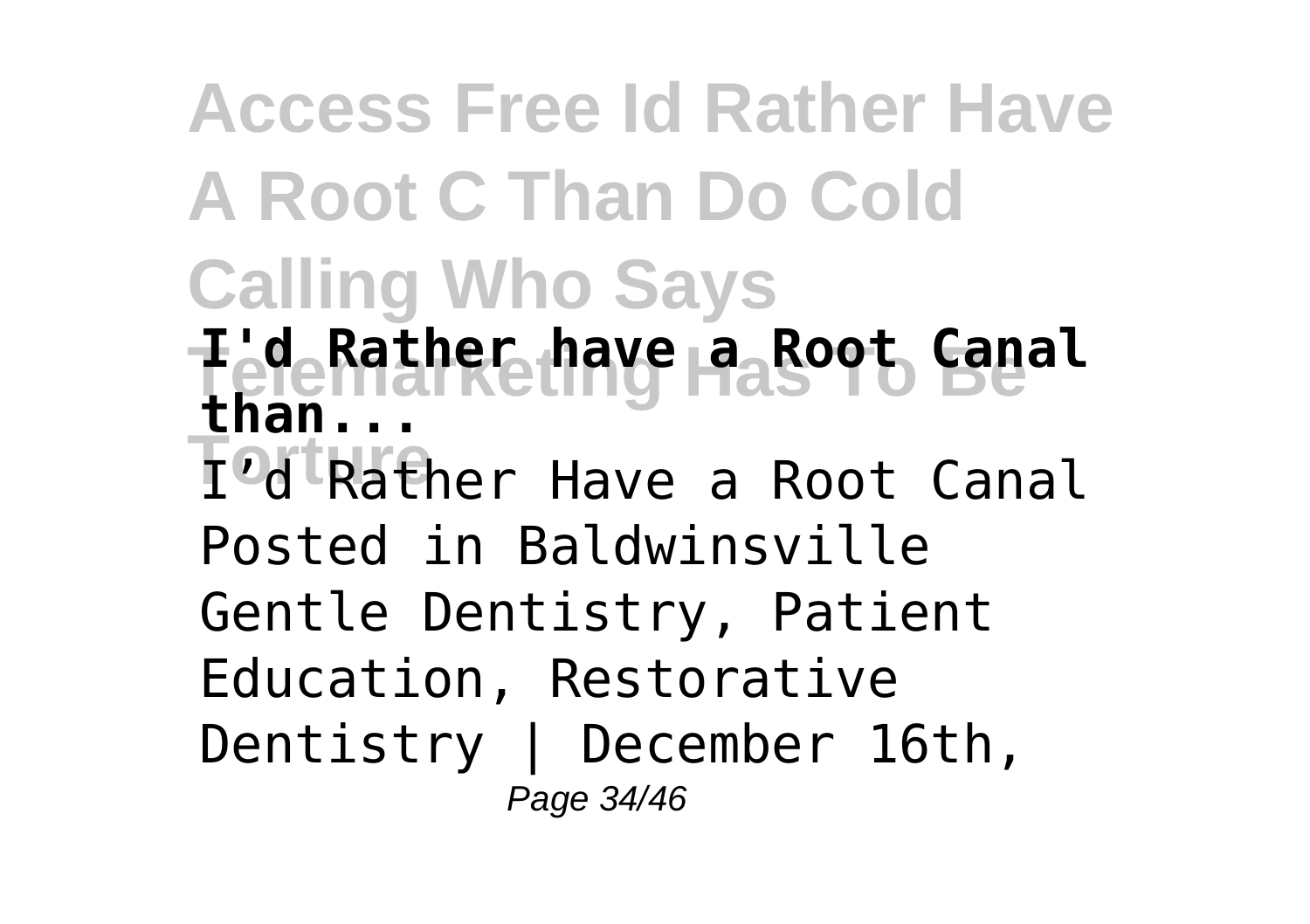**I'd Rather have a Root Canal than...**

I'd Rather Have a Root Canal Posted in Baldwinsville Gentle Dentistry, Patient Education, Restorative Dentistry | December 16th,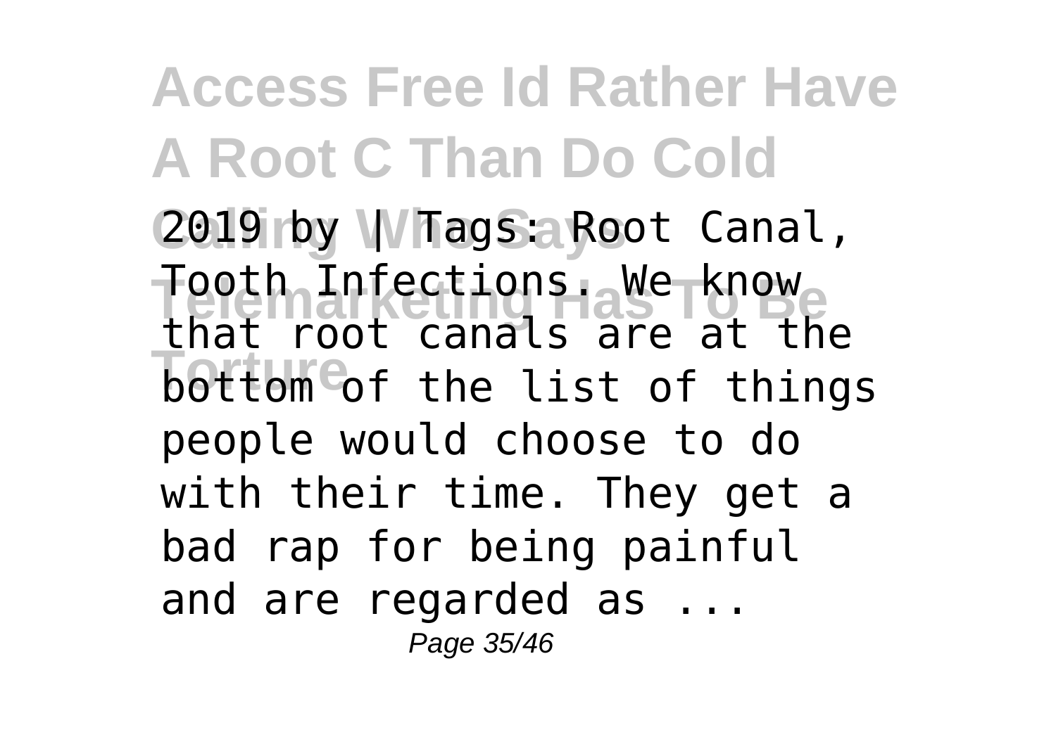2019 by | Tags: Root Canal, Tooth Infections. We know that root canals are at the bottom of the list of things people would choose to do with their time. They get a bad rap for being painful and are regarded as ...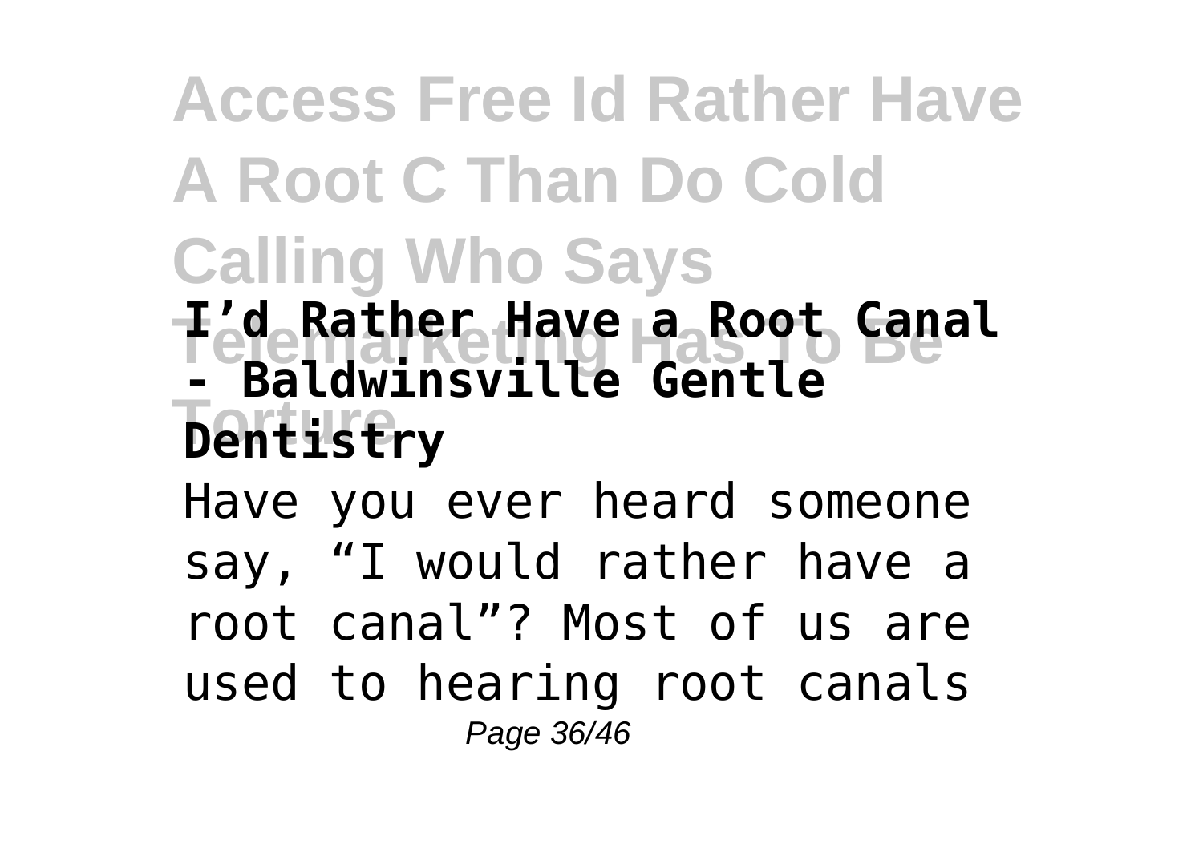**I'd Rather Have a Root Canal - Baldwinsville Gentle Dentistry**

Have you ever heard someone say, "I would rather have a root canal"? Most of us are used to hearing root canals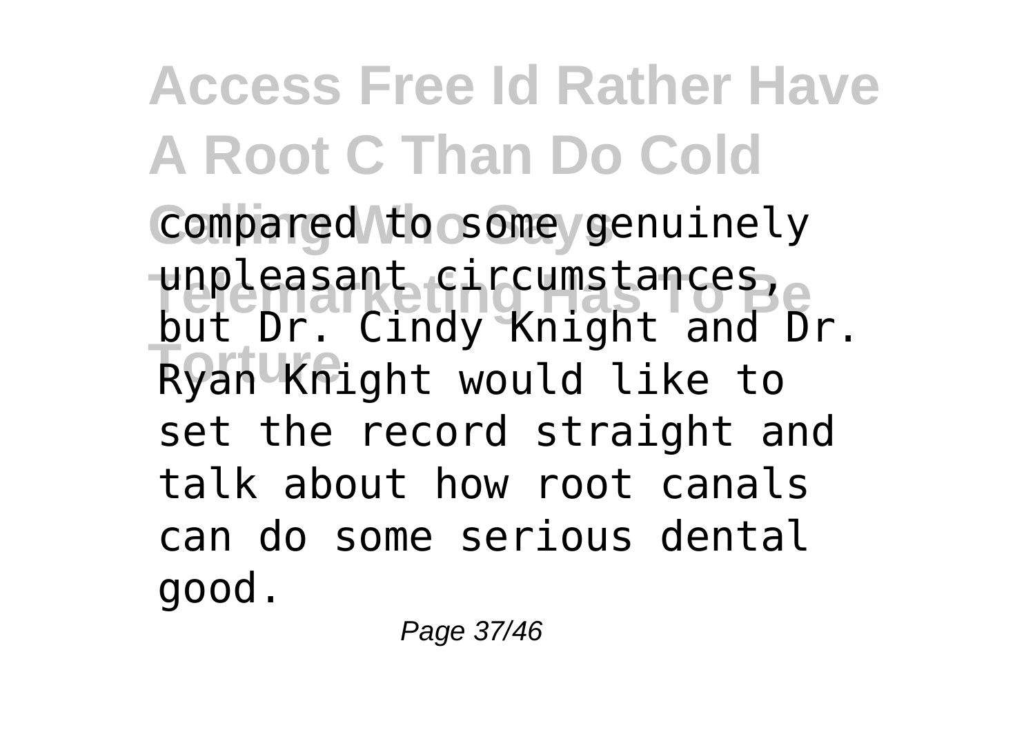compared to some genuinely unpleasant circumstances, but Dr. Cindy Knight and Dr. Ryan Knight would like to set the record straight and talk about how root canals can do some serious dental good.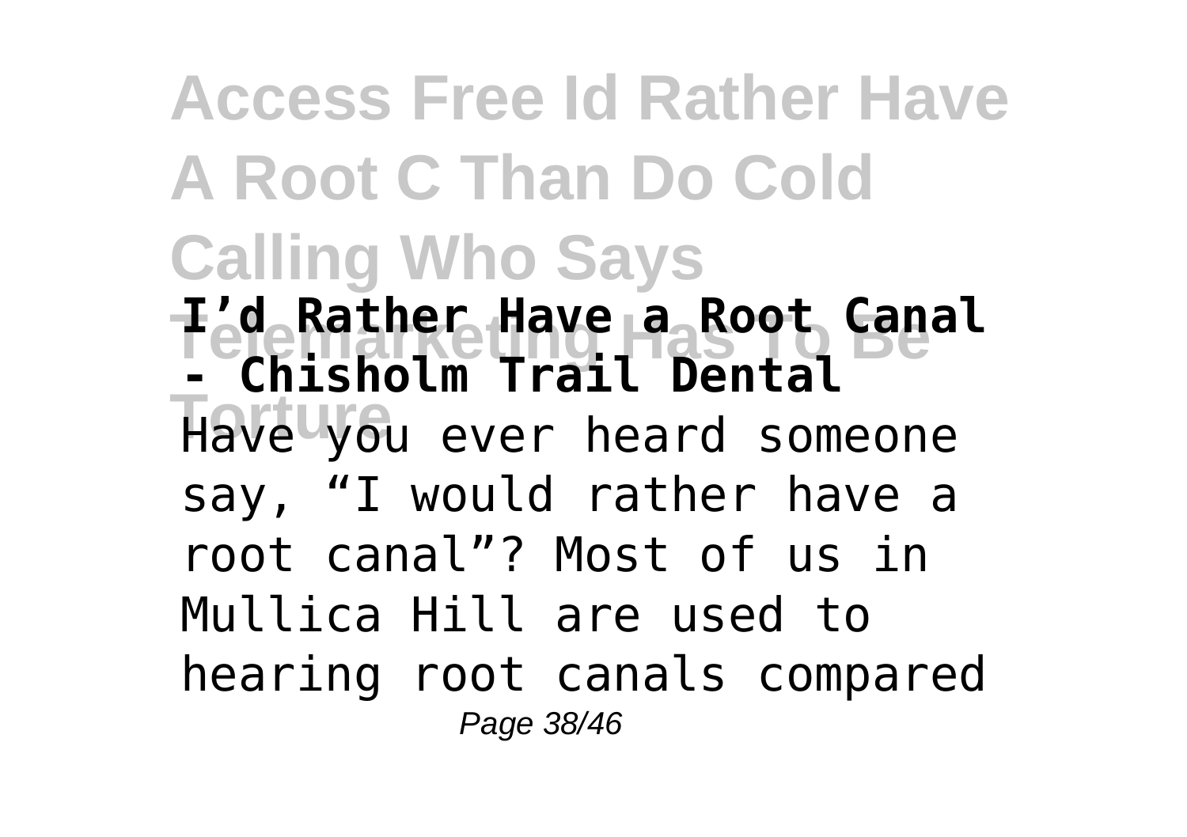**I'd Rather Have a Root Canal - Chisholm Trail Dental**

Have you ever heard someone say, "I would rather have a root canal"? Most of us in Mullica Hill are used to hearing root canals compared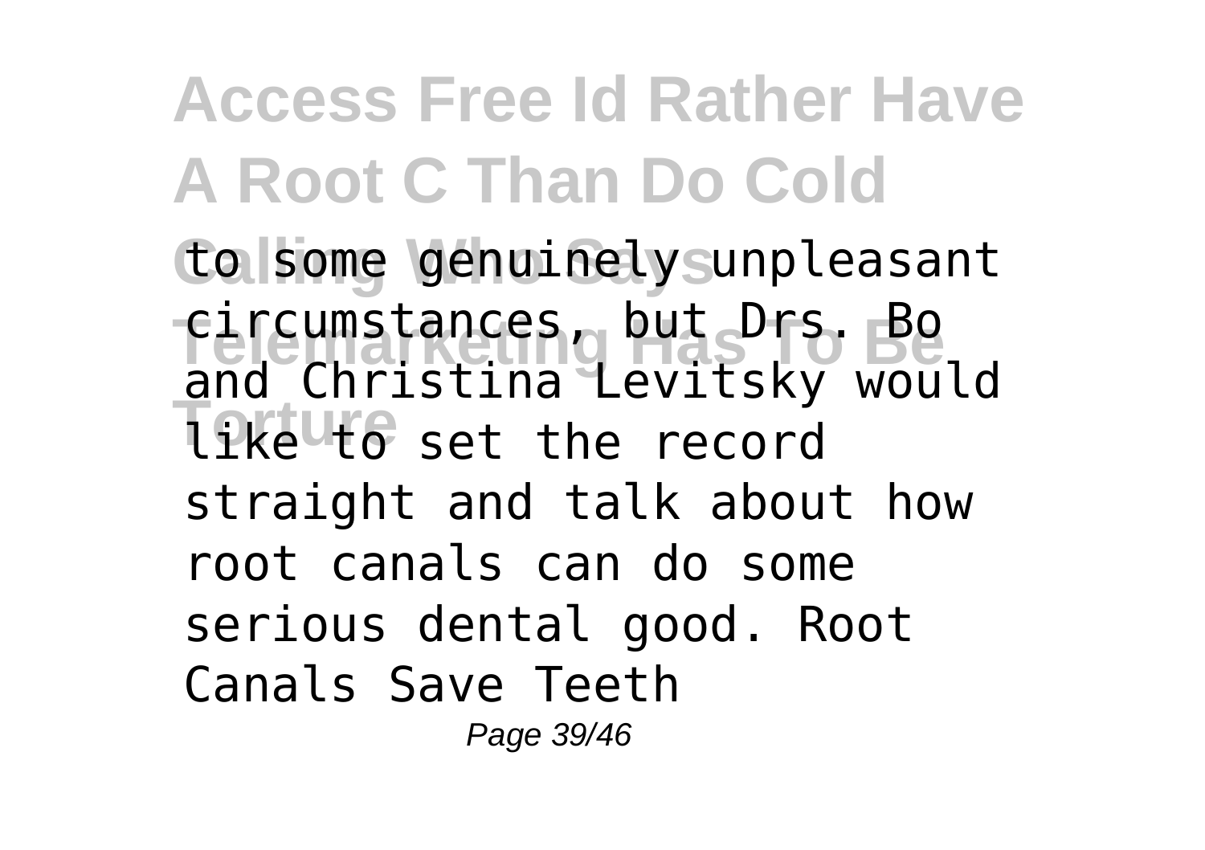to some genuinely unpleasant circumstances, but Drs. Bo and Christina Levitsky would like to set the record straight and talk about how root canals can do some serious dental good. Root Canals Save Teeth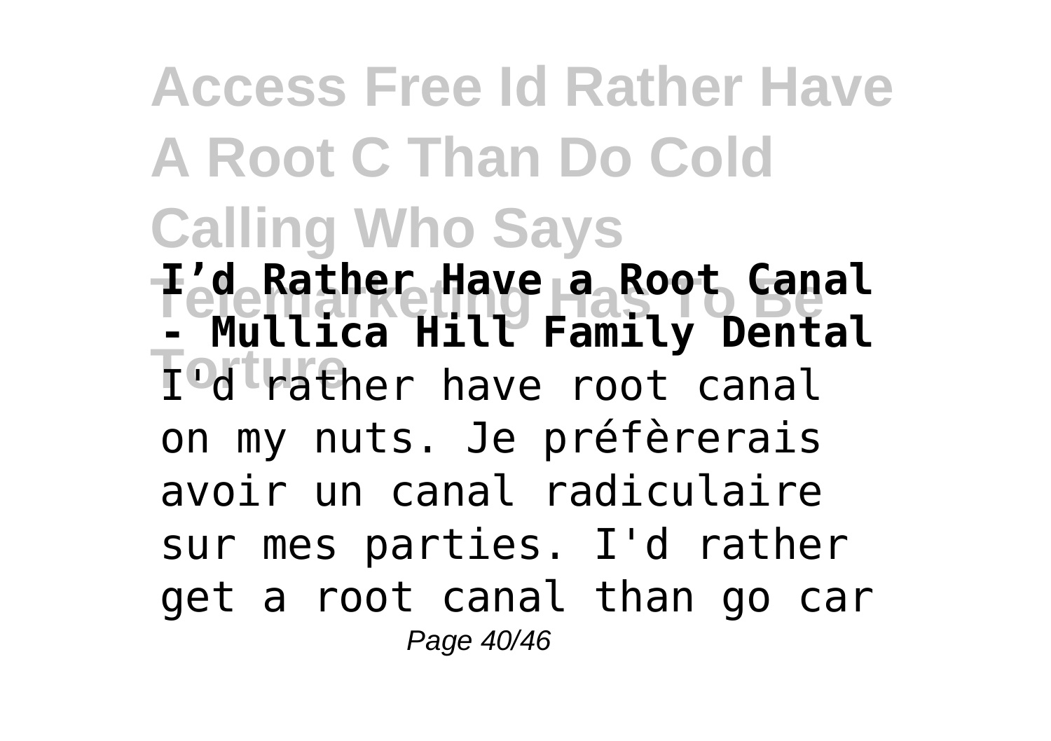**I’d Rather Have a Root Canal - Mullica Hill Family Dental**

I'd rather have root canal on my nuts. Je préfèrerais avoir un canal radiculaire sur mes parties. I'd rather get a root canal than go car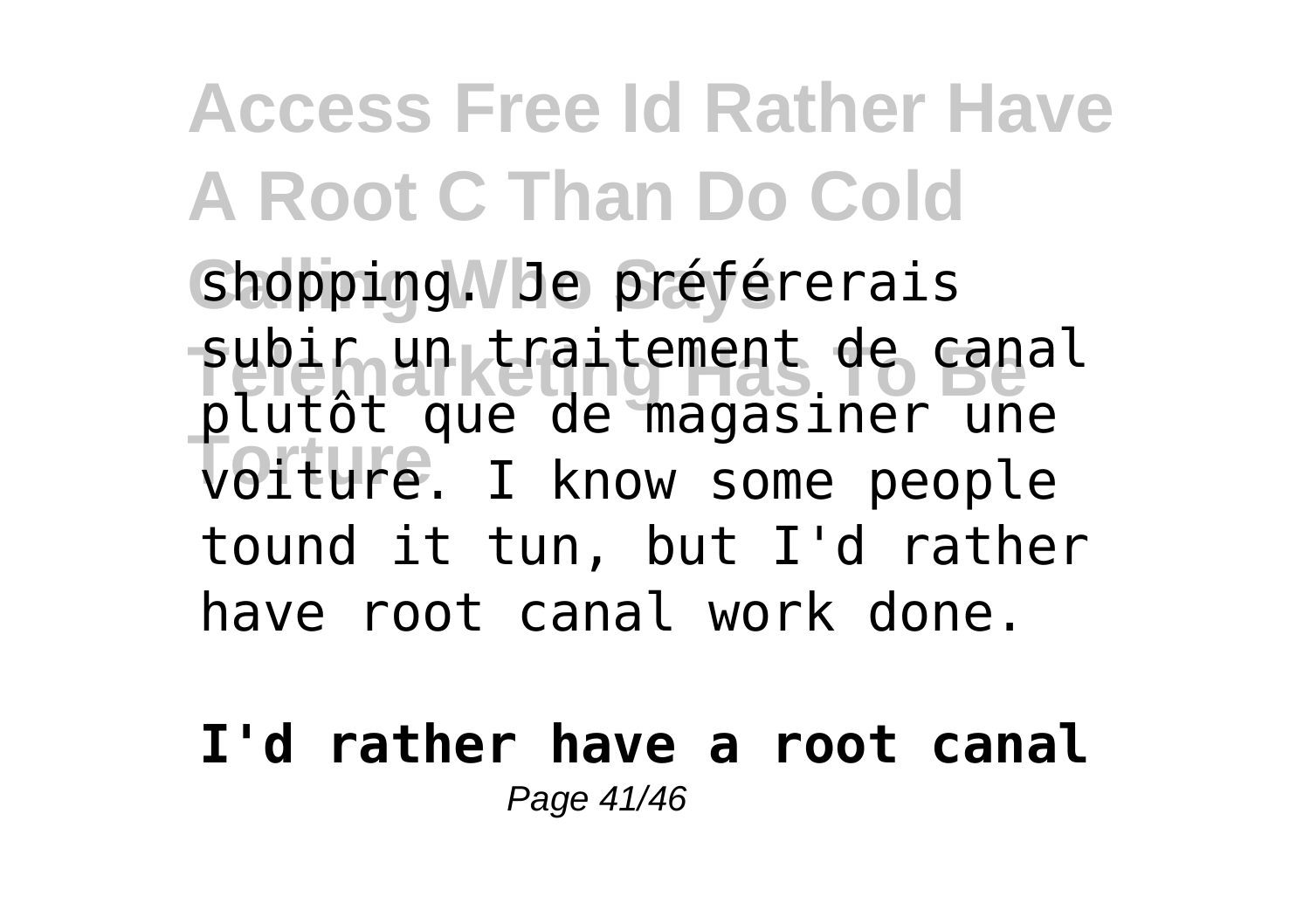shopping. Je préférerais subir un traitement de canal plutôt que de magasiner une voiture. I know some people tound it tun, but I'd rather have root canal work done.

**I'd rather have a root canal**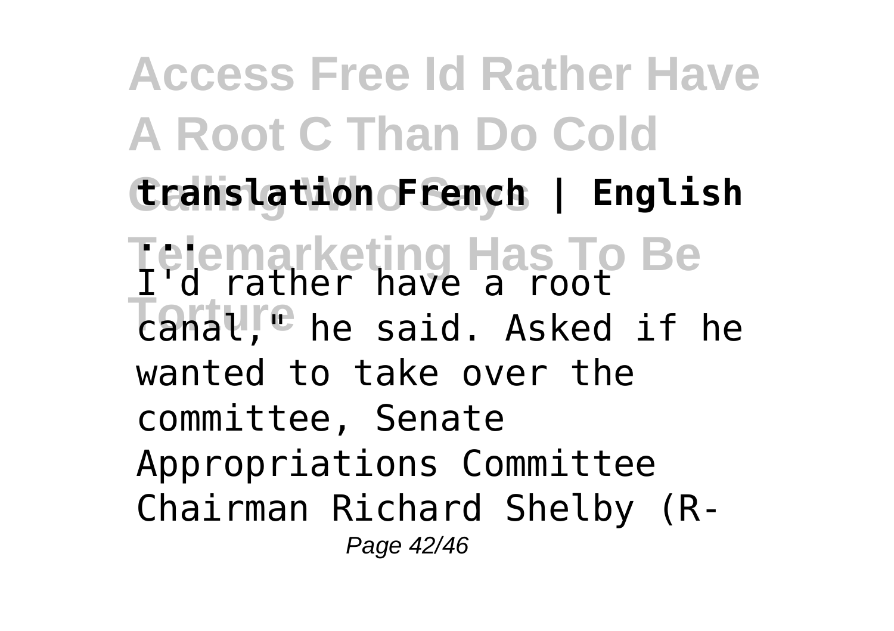**translation French | English ...**

I'd rather have a root canal," he said. Asked if he wanted to take over the committee, Senate Appropriations Committee Chairman Richard Shelby (R-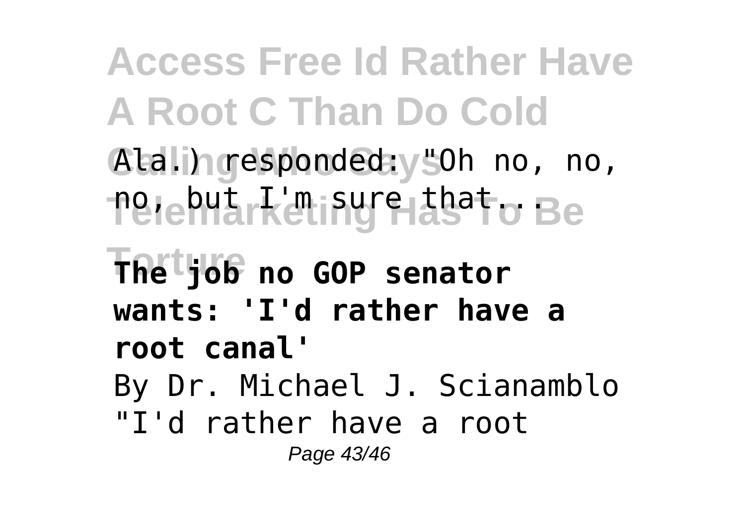Ala.) responded: "Oh no, no, no, but I'm sure that...

**The job no GOP senator wants: 'I'd rather have a root canal'**

By Dr. Michael J. Scianamblo "I'd rather have a root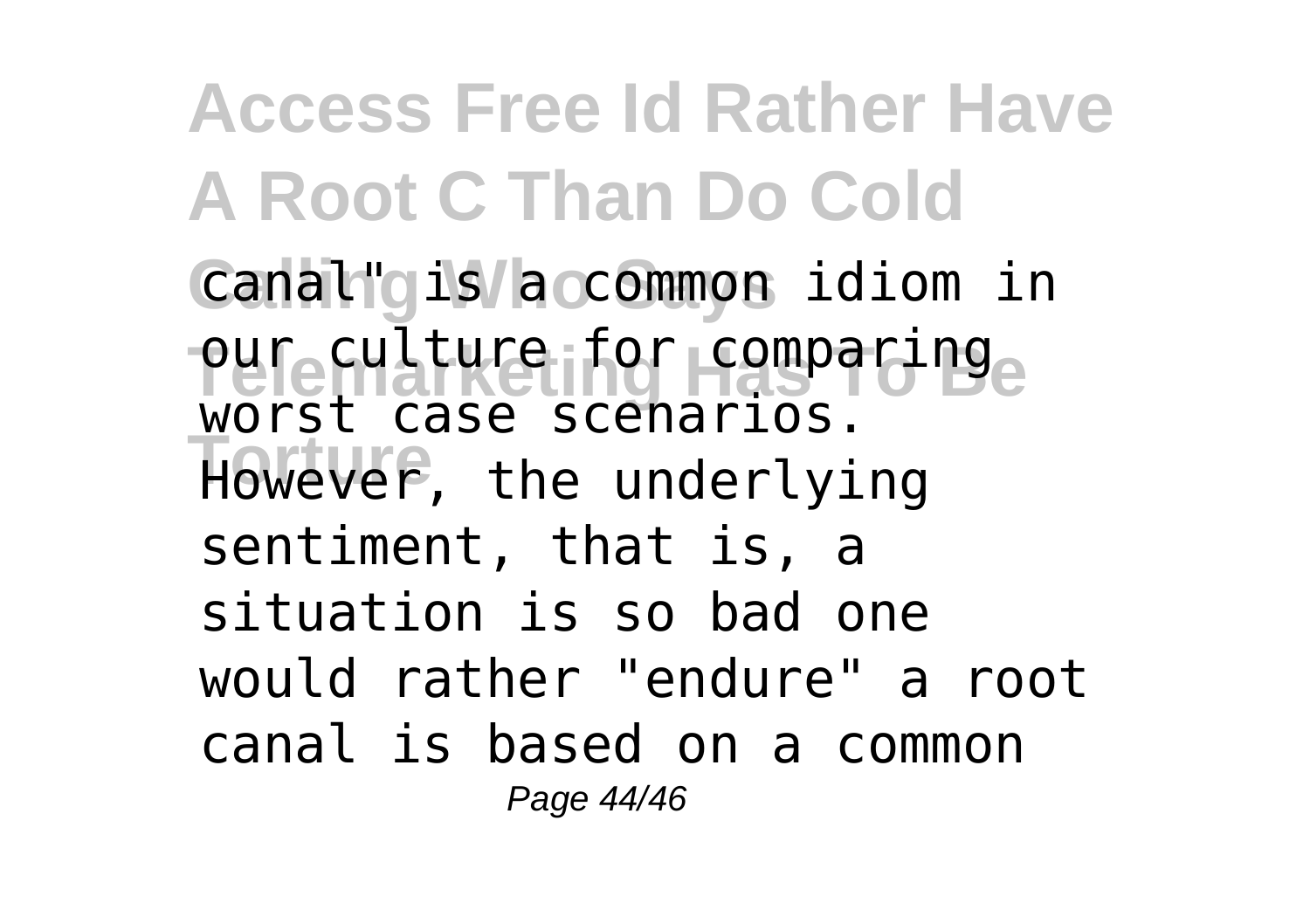canal" is a common idiom in our culture for comparing worst case scenarios. However, the underlying sentiment, that is, a situation is so bad one would rather "endure" a root canal is based on a common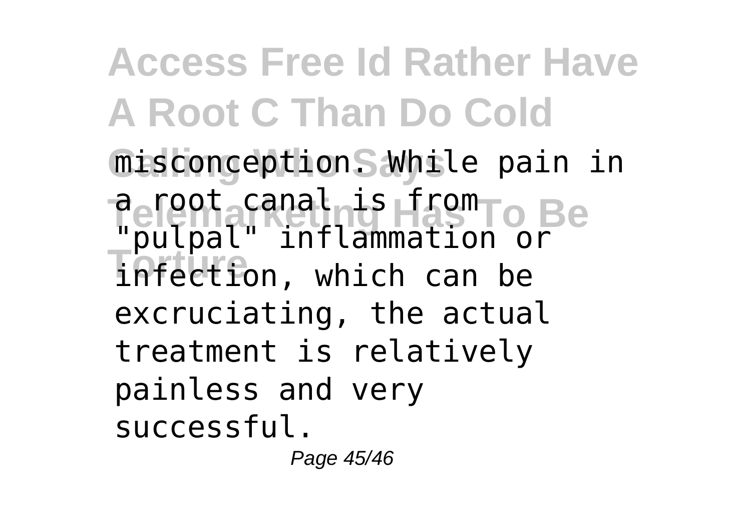misconception. While pain in a root canal is from "pulpal" inflammation or infection, which can be excruciating, the actual treatment is relatively painless and very successful.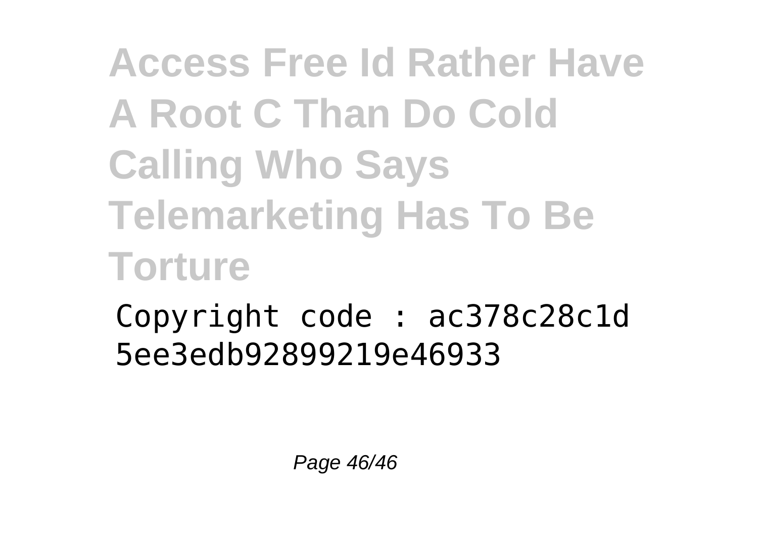Copyright code : ac378c28c1d5ee3edb92899219e46933